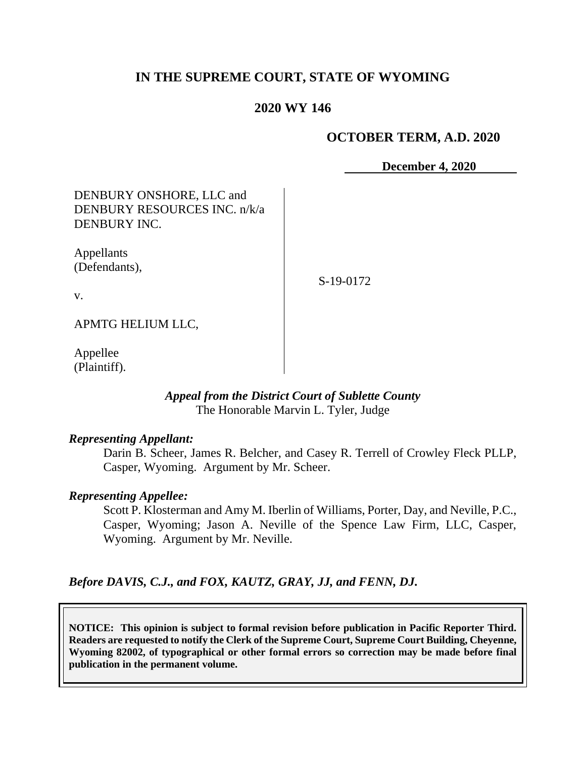# IN THE SUPREME COURT, STATE OF WYOMING

## 2020 WY 146

**OCTOBER TERM, A.D. 2020**

**December 4, 2020**

| | |
|---|---|
| DENBURY ONSHORE, LLC and DENBURY RESOURCES INC. n/k/a DENBURY INC.<br><br>Appellants (Defendants),<br><br>v.<br><br>APMTG HELIUM LLC,<br><br>Appellee (Plaintiff). | S-19-0172 |

***Appeal from the District Court of Sublette County***
The Honorable Marvin L. Tyler, Judge

***Representing Appellant:***

Darin B. Scheer, James R. Belcher, and Casey R. Terrell of Crowley Fleck PLLP, Casper, Wyoming. Argument by Mr. Scheer.

***Representing Appellee:***

Scott P. Klosterman and Amy M. Iberlin of Williams, Porter, Day, and Neville, P.C., Casper, Wyoming; Jason A. Neville of the Spence Law Firm, LLC, Casper, Wyoming. Argument by Mr. Neville.

***Before DAVIS, C.J., and FOX, KAUTZ, GRAY, JJ, and FENN, DJ.***

**NOTICE: This opinion is subject to formal revision before publication in Pacific Reporter Third. Readers are requested to notify the Clerk of the Supreme Court, Supreme Court Building, Cheyenne, Wyoming 82002, of typographical or other formal errors so correction may be made before final publication in the permanent volume.**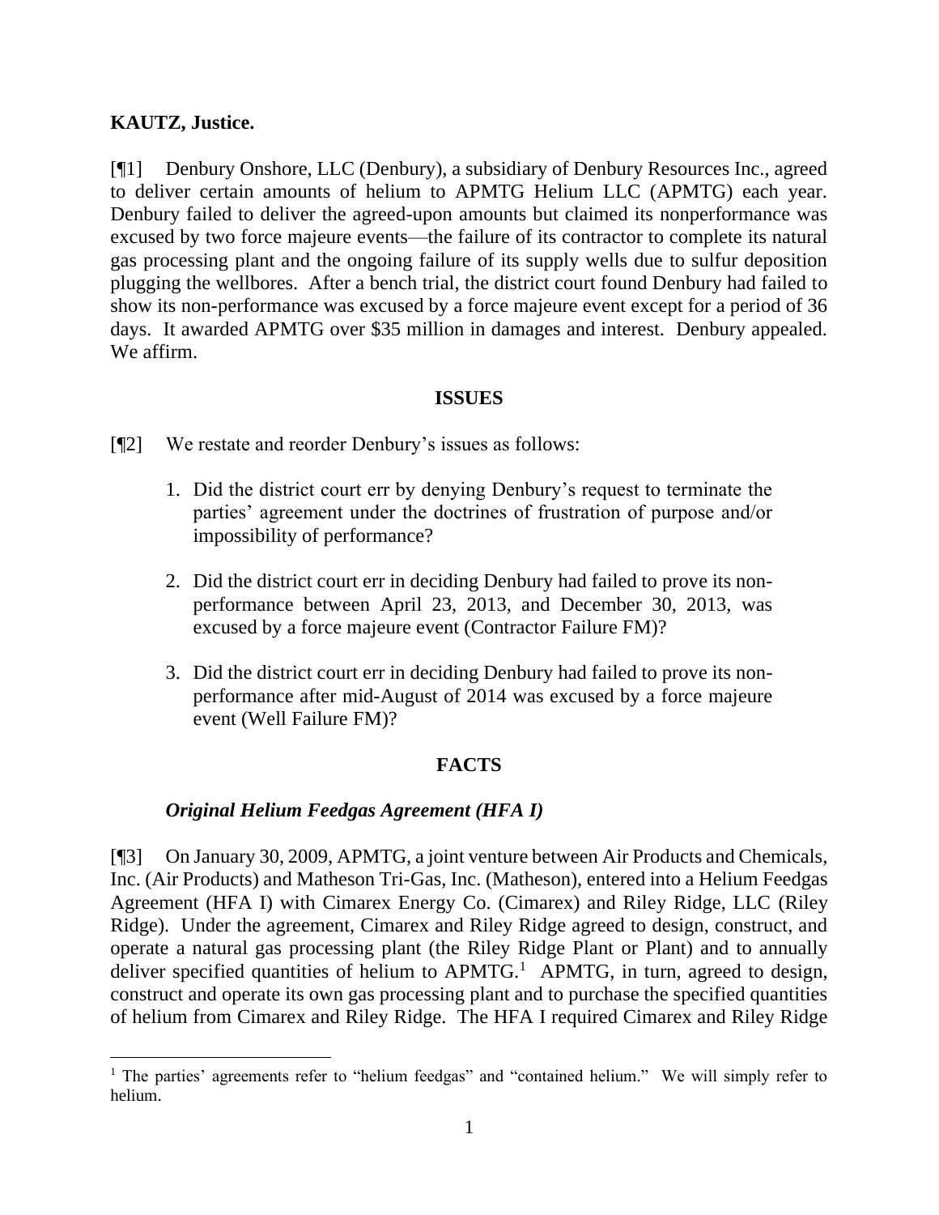**KAUTZ, Justice.**

[¶1] Denbury Onshore, LLC (Denbury), a subsidiary of Denbury Resources Inc., agreed to deliver certain amounts of helium to APMTG Helium LLC (APMTG) each year. Denbury failed to deliver the agreed-upon amounts but claimed its nonperformance was excused by two force majeure events—the failure of its contractor to complete its natural gas processing plant and the ongoing failure of its supply wells due to sulfur deposition plugging the wellbores. After a bench trial, the district court found Denbury had failed to show its non-performance was excused by a force majeure event except for a period of 36 days. It awarded APMTG over $35 million in damages and interest. Denbury appealed. We affirm.

## ISSUES

[¶2] We restate and reorder Denbury's issues as follows:

1. Did the district court err by denying Denbury's request to terminate the parties' agreement under the doctrines of frustration of purpose and/or impossibility of performance?

2. Did the district court err in deciding Denbury had failed to prove its non-performance between April 23, 2013, and December 30, 2013, was excused by a force majeure event (Contractor Failure FM)?

3. Did the district court err in deciding Denbury had failed to prove its non-performance after mid-August of 2014 was excused by a force majeure event (Well Failure FM)?

## FACTS

### *Original Helium Feedgas Agreement (HFA I)*

[¶3] On January 30, 2009, APMTG, a joint venture between Air Products and Chemicals, Inc. (Air Products) and Matheson Tri-Gas, Inc. (Matheson), entered into a Helium Feedgas Agreement (HFA I) with Cimarex Energy Co. (Cimarex) and Riley Ridge, LLC (Riley Ridge). Under the agreement, Cimarex and Riley Ridge agreed to design, construct, and operate a natural gas processing plant (the Riley Ridge Plant or Plant) and to annually deliver specified quantities of helium to APMTG.[1] APMTG, in turn, agreed to design, construct and operate its own gas processing plant and to purchase the specified quantities of helium from Cimarex and Riley Ridge. The HFA I required Cimarex and Riley Ridge

[1] The parties' agreements refer to "helium feedgas" and "contained helium." We will simply refer to helium.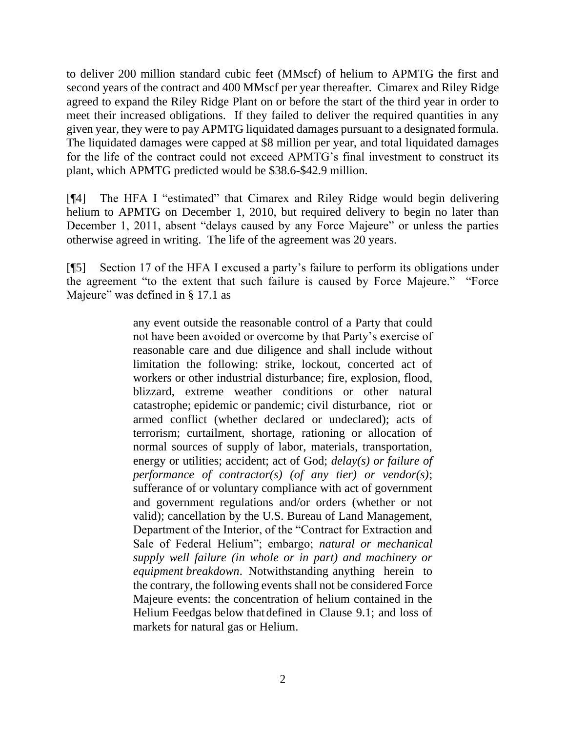to deliver 200 million standard cubic feet (MMscf) of helium to APMTG the first and second years of the contract and 400 MMscf per year thereafter. Cimarex and Riley Ridge agreed to expand the Riley Ridge Plant on or before the start of the third year in order to meet their increased obligations. If they failed to deliver the required quantities in any given year, they were to pay APMTG liquidated damages pursuant to a designated formula. The liquidated damages were capped at $8 million per year, and total liquidated damages for the life of the contract could not exceed APMTG's final investment to construct its plant, which APMTG predicted would be $38.6-$42.9 million.

[¶4] The HFA I "estimated" that Cimarex and Riley Ridge would begin delivering helium to APMTG on December 1, 2010, but required delivery to begin no later than December 1, 2011, absent "delays caused by any Force Majeure" or unless the parties otherwise agreed in writing. The life of the agreement was 20 years.

[¶5] Section 17 of the HFA I excused a party's failure to perform its obligations under the agreement "to the extent that such failure is caused by Force Majeure." "Force Majeure" was defined in § 17.1 as

> any event outside the reasonable control of a Party that could not have been avoided or overcome by that Party's exercise of reasonable care and due diligence and shall include without limitation the following: strike, lockout, concerted act of workers or other industrial disturbance; fire, explosion, flood, blizzard, extreme weather conditions or other natural catastrophe; epidemic or pandemic; civil disturbance, riot or armed conflict (whether declared or undeclared); acts of terrorism; curtailment, shortage, rationing or allocation of normal sources of supply of labor, materials, transportation, energy or utilities; accident; act of God; *delay(s) or failure of performance of contractor(s) (of any tier) or vendor(s)*; sufferance of or voluntary compliance with act of government and government regulations and/or orders (whether or not valid); cancellation by the U.S. Bureau of Land Management, Department of the Interior, of the "Contract for Extraction and Sale of Federal Helium"; embargo; *natural or mechanical supply well failure (in whole or in part) and machinery or equipment breakdown*. Notwithstanding anything herein to the contrary, the following events shall not be considered Force Majeure events: the concentration of helium contained in the Helium Feedgas below that defined in Clause 9.1; and loss of markets for natural gas or Helium.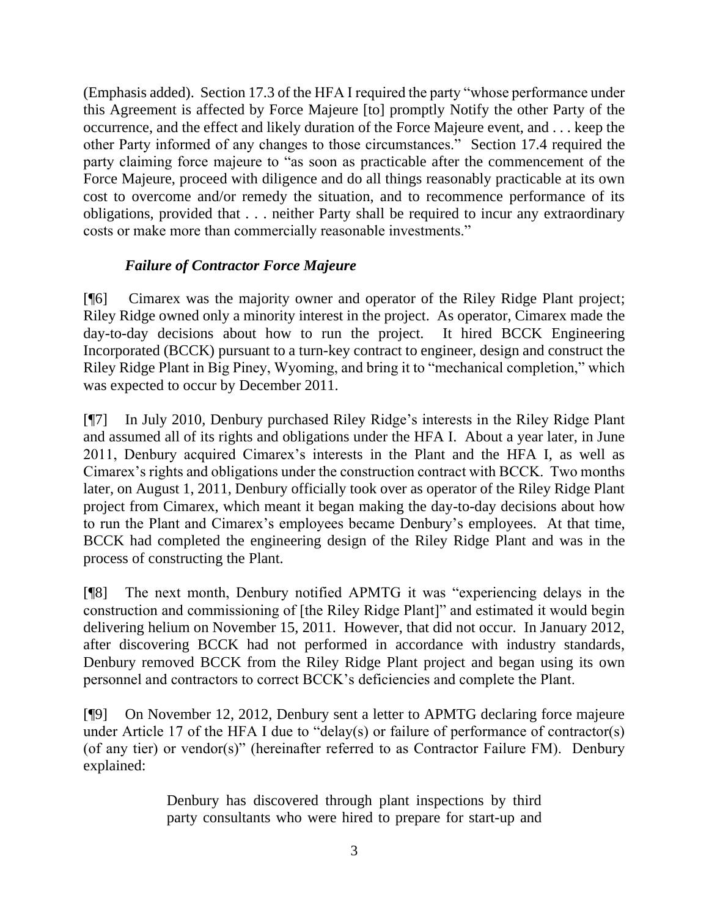(Emphasis added). Section 17.3 of the HFA I required the party "whose performance under this Agreement is affected by Force Majeure [to] promptly Notify the other Party of the occurrence, and the effect and likely duration of the Force Majeure event, and . . . keep the other Party informed of any changes to those circumstances." Section 17.4 required the party claiming force majeure to "as soon as practicable after the commencement of the Force Majeure, proceed with diligence and do all things reasonably practicable at its own cost to overcome and/or remedy the situation, and to recommence performance of its obligations, provided that . . . neither Party shall be required to incur any extraordinary costs or make more than commercially reasonable investments."

### *Failure of Contractor Force Majeure*

[¶6] Cimarex was the majority owner and operator of the Riley Ridge Plant project; Riley Ridge owned only a minority interest in the project. As operator, Cimarex made the day-to-day decisions about how to run the project. It hired BCCK Engineering Incorporated (BCCK) pursuant to a turn-key contract to engineer, design and construct the Riley Ridge Plant in Big Piney, Wyoming, and bring it to "mechanical completion," which was expected to occur by December 2011.

[¶7] In July 2010, Denbury purchased Riley Ridge's interests in the Riley Ridge Plant and assumed all of its rights and obligations under the HFA I. About a year later, in June 2011, Denbury acquired Cimarex's interests in the Plant and the HFA I, as well as Cimarex's rights and obligations under the construction contract with BCCK. Two months later, on August 1, 2011, Denbury officially took over as operator of the Riley Ridge Plant project from Cimarex, which meant it began making the day-to-day decisions about how to run the Plant and Cimarex's employees became Denbury's employees. At that time, BCCK had completed the engineering design of the Riley Ridge Plant and was in the process of constructing the Plant.

[¶8] The next month, Denbury notified APMTG it was "experiencing delays in the construction and commissioning of [the Riley Ridge Plant]" and estimated it would begin delivering helium on November 15, 2011. However, that did not occur. In January 2012, after discovering BCCK had not performed in accordance with industry standards, Denbury removed BCCK from the Riley Ridge Plant project and began using its own personnel and contractors to correct BCCK's deficiencies and complete the Plant.

[¶9] On November 12, 2012, Denbury sent a letter to APMTG declaring force majeure under Article 17 of the HFA I due to "delay(s) or failure of performance of contractor(s) (of any tier) or vendor(s)" (hereinafter referred to as Contractor Failure FM). Denbury explained:

> Denbury has discovered through plant inspections by third party consultants who were hired to prepare for start-up and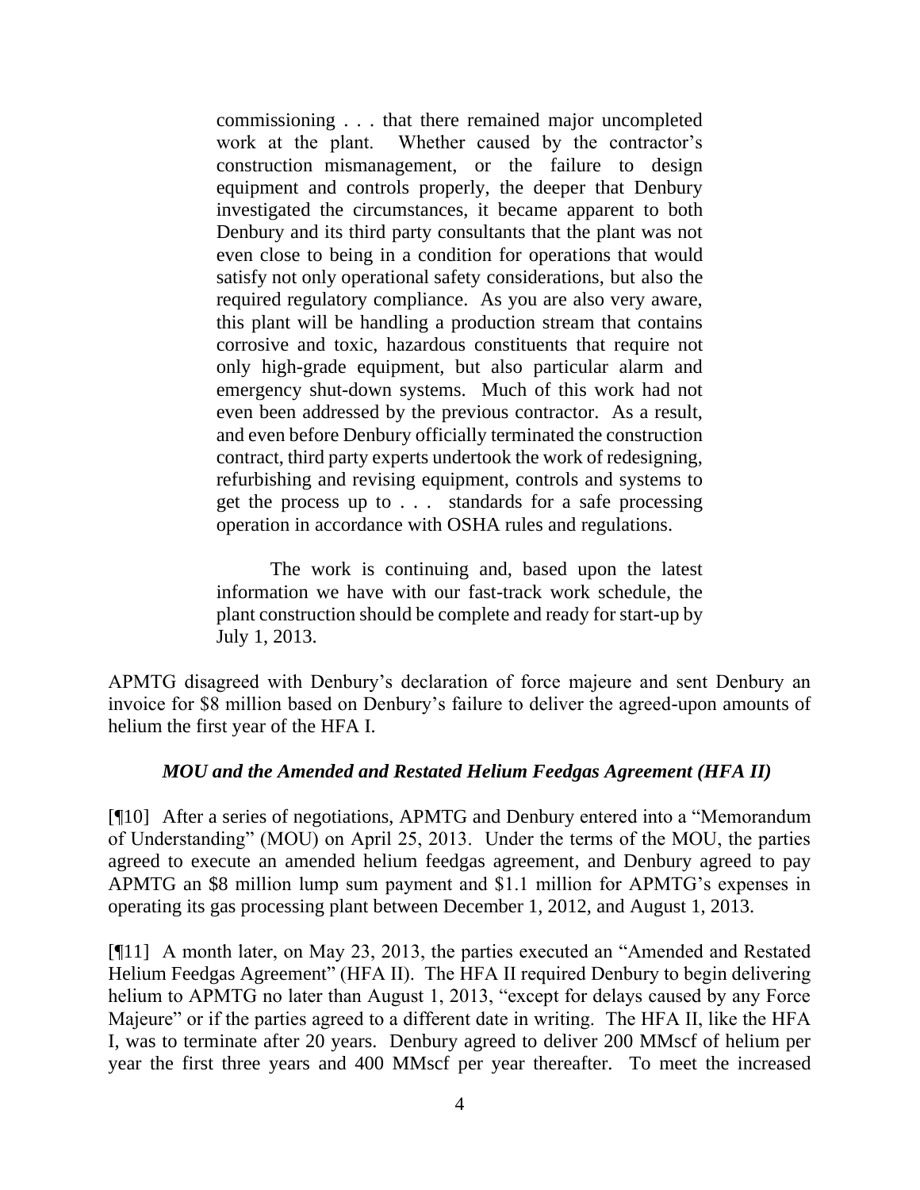> commissioning . . . that there remained major uncompleted work at the plant. Whether caused by the contractor's construction mismanagement, or the failure to design equipment and controls properly, the deeper that Denbury investigated the circumstances, it became apparent to both Denbury and its third party consultants that the plant was not even close to being in a condition for operations that would satisfy not only operational safety considerations, but also the required regulatory compliance. As you are also very aware, this plant will be handling a production stream that contains corrosive and toxic, hazardous constituents that require not only high-grade equipment, but also particular alarm and emergency shut-down systems. Much of this work had not even been addressed by the previous contractor. As a result, and even before Denbury officially terminated the construction contract, third party experts undertook the work of redesigning, refurbishing and revising equipment, controls and systems to get the process up to . . . standards for a safe processing operation in accordance with OSHA rules and regulations.
>
> The work is continuing and, based upon the latest information we have with our fast-track work schedule, the plant construction should be complete and ready for start-up by July 1, 2013.

APMTG disagreed with Denbury's declaration of force majeure and sent Denbury an invoice for \$8 million based on Denbury's failure to deliver the agreed-upon amounts of helium the first year of the HFA I.

### *MOU and the Amended and Restated Helium Feedgas Agreement (HFA II)*

[¶10] After a series of negotiations, APMTG and Denbury entered into a "Memorandum of Understanding" (MOU) on April 25, 2013. Under the terms of the MOU, the parties agreed to execute an amended helium feedgas agreement, and Denbury agreed to pay APMTG an \$8 million lump sum payment and \$1.1 million for APMTG's expenses in operating its gas processing plant between December 1, 2012, and August 1, 2013.

[¶11] A month later, on May 23, 2013, the parties executed an "Amended and Restated Helium Feedgas Agreement" (HFA II). The HFA II required Denbury to begin delivering helium to APMTG no later than August 1, 2013, "except for delays caused by any Force Majeure" or if the parties agreed to a different date in writing. The HFA II, like the HFA I, was to terminate after 20 years. Denbury agreed to deliver 200 MMscf of helium per year the first three years and 400 MMscf per year thereafter. To meet the increased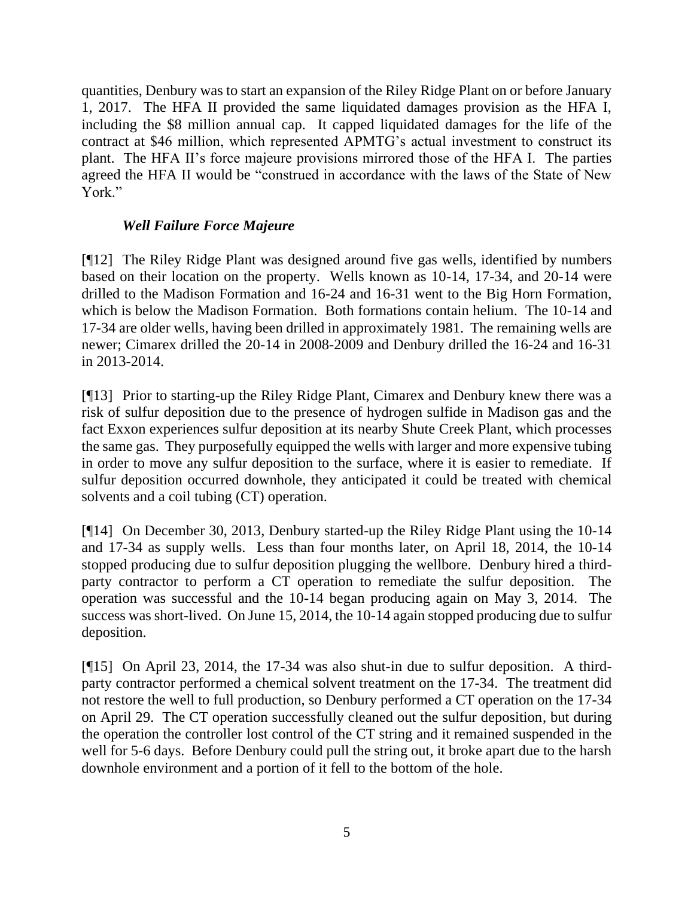quantities, Denbury was to start an expansion of the Riley Ridge Plant on or before January 1, 2017. The HFA II provided the same liquidated damages provision as the HFA I, including the $8 million annual cap. It capped liquidated damages for the life of the contract at $46 million, which represented APMTG's actual investment to construct its plant. The HFA II's force majeure provisions mirrored those of the HFA I. The parties agreed the HFA II would be "construed in accordance with the laws of the State of New York."

***Well Failure Force Majeure***

[¶12] The Riley Ridge Plant was designed around five gas wells, identified by numbers based on their location on the property. Wells known as 10-14, 17-34, and 20-14 were drilled to the Madison Formation and 16-24 and 16-31 went to the Big Horn Formation, which is below the Madison Formation. Both formations contain helium. The 10-14 and 17-34 are older wells, having been drilled in approximately 1981. The remaining wells are newer; Cimarex drilled the 20-14 in 2008-2009 and Denbury drilled the 16-24 and 16-31 in 2013-2014.

[¶13] Prior to starting-up the Riley Ridge Plant, Cimarex and Denbury knew there was a risk of sulfur deposition due to the presence of hydrogen sulfide in Madison gas and the fact Exxon experiences sulfur deposition at its nearby Shute Creek Plant, which processes the same gas. They purposefully equipped the wells with larger and more expensive tubing in order to move any sulfur deposition to the surface, where it is easier to remediate. If sulfur deposition occurred downhole, they anticipated it could be treated with chemical solvents and a coil tubing (CT) operation.

[¶14] On December 30, 2013, Denbury started-up the Riley Ridge Plant using the 10-14 and 17-34 as supply wells. Less than four months later, on April 18, 2014, the 10-14 stopped producing due to sulfur deposition plugging the wellbore. Denbury hired a third-party contractor to perform a CT operation to remediate the sulfur deposition. The operation was successful and the 10-14 began producing again on May 3, 2014. The success was short-lived. On June 15, 2014, the 10-14 again stopped producing due to sulfur deposition.

[¶15] On April 23, 2014, the 17-34 was also shut-in due to sulfur deposition. A third-party contractor performed a chemical solvent treatment on the 17-34. The treatment did not restore the well to full production, so Denbury performed a CT operation on the 17-34 on April 29. The CT operation successfully cleaned out the sulfur deposition, but during the operation the controller lost control of the CT string and it remained suspended in the well for 5-6 days. Before Denbury could pull the string out, it broke apart due to the harsh downhole environment and a portion of it fell to the bottom of the hole.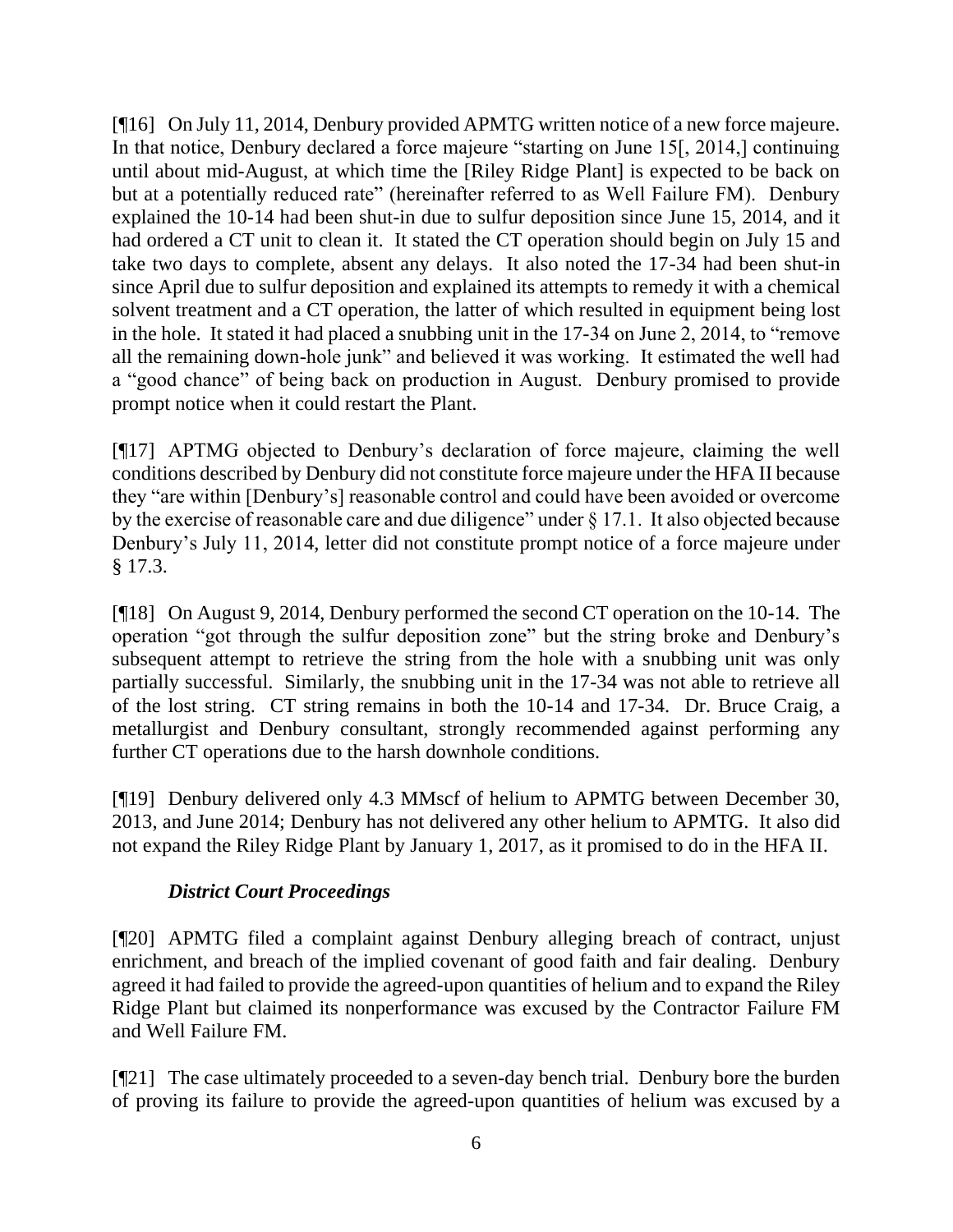[¶16] On July 11, 2014, Denbury provided APMTG written notice of a new force majeure. In that notice, Denbury declared a force majeure "starting on June 15[, 2014,] continuing until about mid-August, at which time the [Riley Ridge Plant] is expected to be back on but at a potentially reduced rate" (hereinafter referred to as Well Failure FM). Denbury explained the 10-14 had been shut-in due to sulfur deposition since June 15, 2014, and it had ordered a CT unit to clean it. It stated the CT operation should begin on July 15 and take two days to complete, absent any delays. It also noted the 17-34 had been shut-in since April due to sulfur deposition and explained its attempts to remedy it with a chemical solvent treatment and a CT operation, the latter of which resulted in equipment being lost in the hole. It stated it had placed a snubbing unit in the 17-34 on June 2, 2014, to "remove all the remaining down-hole junk" and believed it was working. It estimated the well had a "good chance" of being back on production in August. Denbury promised to provide prompt notice when it could restart the Plant.

[¶17] APTMG objected to Denbury's declaration of force majeure, claiming the well conditions described by Denbury did not constitute force majeure under the HFA II because they "are within [Denbury's] reasonable control and could have been avoided or overcome by the exercise of reasonable care and due diligence" under § 17.1. It also objected because Denbury's July 11, 2014, letter did not constitute prompt notice of a force majeure under § 17.3.

[¶18] On August 9, 2014, Denbury performed the second CT operation on the 10-14. The operation "got through the sulfur deposition zone" but the string broke and Denbury's subsequent attempt to retrieve the string from the hole with a snubbing unit was only partially successful. Similarly, the snubbing unit in the 17-34 was not able to retrieve all of the lost string. CT string remains in both the 10-14 and 17-34. Dr. Bruce Craig, a metallurgist and Denbury consultant, strongly recommended against performing any further CT operations due to the harsh downhole conditions.

[¶19] Denbury delivered only 4.3 MMscf of helium to APMTG between December 30, 2013, and June 2014; Denbury has not delivered any other helium to APMTG. It also did not expand the Riley Ridge Plant by January 1, 2017, as it promised to do in the HFA II.

### *District Court Proceedings*

[¶20] APMTG filed a complaint against Denbury alleging breach of contract, unjust enrichment, and breach of the implied covenant of good faith and fair dealing. Denbury agreed it had failed to provide the agreed-upon quantities of helium and to expand the Riley Ridge Plant but claimed its nonperformance was excused by the Contractor Failure FM and Well Failure FM.

[¶21] The case ultimately proceeded to a seven-day bench trial. Denbury bore the burden of proving its failure to provide the agreed-upon quantities of helium was excused by a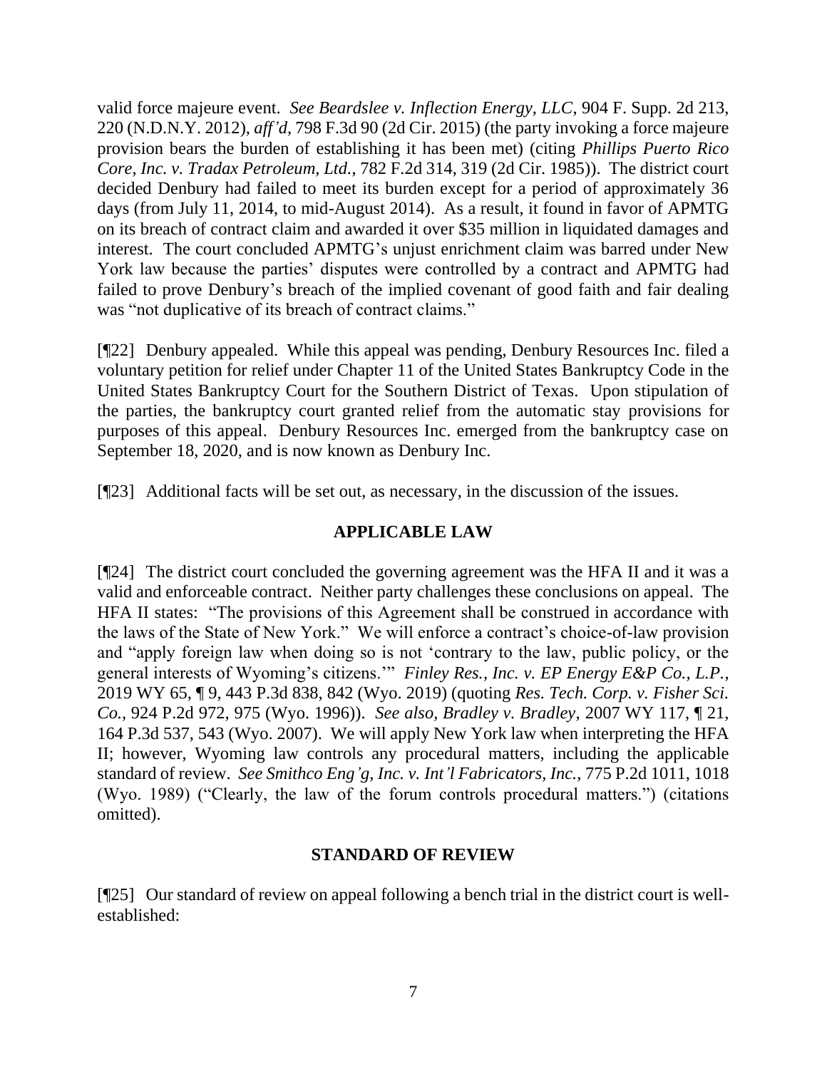valid force majeure event. *See Beardslee v. Inflection Energy, LLC*, 904 F. Supp. 2d 213, 220 (N.D.N.Y. 2012), *aff'd*, 798 F.3d 90 (2d Cir. 2015) (the party invoking a force majeure provision bears the burden of establishing it has been met) (citing *Phillips Puerto Rico Core, Inc. v. Tradax Petroleum, Ltd.*, 782 F.2d 314, 319 (2d Cir. 1985)). The district court decided Denbury had failed to meet its burden except for a period of approximately 36 days (from July 11, 2014, to mid-August 2014). As a result, it found in favor of APMTG on its breach of contract claim and awarded it over $35 million in liquidated damages and interest. The court concluded APMTG's unjust enrichment claim was barred under New York law because the parties' disputes were controlled by a contract and APMTG had failed to prove Denbury's breach of the implied covenant of good faith and fair dealing was "not duplicative of its breach of contract claims."

[¶22] Denbury appealed. While this appeal was pending, Denbury Resources Inc. filed a voluntary petition for relief under Chapter 11 of the United States Bankruptcy Code in the United States Bankruptcy Court for the Southern District of Texas. Upon stipulation of the parties, the bankruptcy court granted relief from the automatic stay provisions for purposes of this appeal. Denbury Resources Inc. emerged from the bankruptcy case on September 18, 2020, and is now known as Denbury Inc.

[¶23] Additional facts will be set out, as necessary, in the discussion of the issues.

## APPLICABLE LAW

[¶24] The district court concluded the governing agreement was the HFA II and it was a valid and enforceable contract. Neither party challenges these conclusions on appeal. The HFA II states: "The provisions of this Agreement shall be construed in accordance with the laws of the State of New York." We will enforce a contract's choice-of-law provision and "apply foreign law when doing so is not 'contrary to the law, public policy, or the general interests of Wyoming's citizens.'" *Finley Res., Inc. v. EP Energy E&P Co., L.P.*, 2019 WY 65, ¶ 9, 443 P.3d 838, 842 (Wyo. 2019) (quoting *Res. Tech. Corp. v. Fisher Sci. Co.*, 924 P.2d 972, 975 (Wyo. 1996)). *See also, Bradley v. Bradley*, 2007 WY 117, ¶ 21, 164 P.3d 537, 543 (Wyo. 2007). We will apply New York law when interpreting the HFA II; however, Wyoming law controls any procedural matters, including the applicable standard of review. *See Smithco Eng'g, Inc. v. Int'l Fabricators, Inc.*, 775 P.2d 1011, 1018 (Wyo. 1989) ("Clearly, the law of the forum controls procedural matters.") (citations omitted).

## STANDARD OF REVIEW

[¶25] Our standard of review on appeal following a bench trial in the district court is well-established: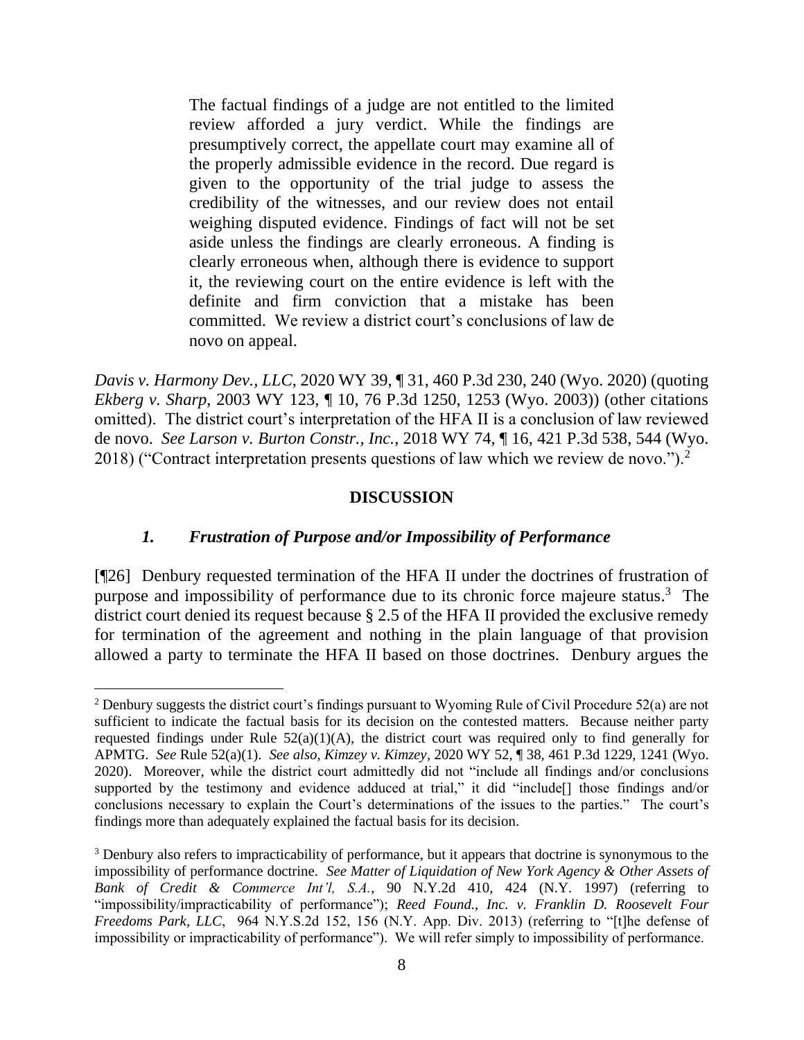> The factual findings of a judge are not entitled to the limited review afforded a jury verdict. While the findings are presumptively correct, the appellate court may examine all of the properly admissible evidence in the record. Due regard is given to the opportunity of the trial judge to assess the credibility of the witnesses, and our review does not entail weighing disputed evidence. Findings of fact will not be set aside unless the findings are clearly erroneous. A finding is clearly erroneous when, although there is evidence to support it, the reviewing court on the entire evidence is left with the definite and firm conviction that a mistake has been committed. We review a district court's conclusions of law de novo on appeal.

*Davis v. Harmony Dev., LLC*, 2020 WY 39, ¶ 31, 460 P.3d 230, 240 (Wyo. 2020) (quoting *Ekberg v. Sharp*, 2003 WY 123, ¶ 10, 76 P.3d 1250, 1253 (Wyo. 2003)) (other citations omitted). The district court's interpretation of the HFA II is a conclusion of law reviewed de novo. *See Larson v. Burton Constr., Inc.*, 2018 WY 74, ¶ 16, 421 P.3d 538, 544 (Wyo. 2018) ("Contract interpretation presents questions of law which we review de novo.").[2]

## DISCUSSION

### *1. Frustration of Purpose and/or Impossibility of Performance*

[¶26] Denbury requested termination of the HFA II under the doctrines of frustration of purpose and impossibility of performance due to its chronic force majeure status.[3] The district court denied its request because § 2.5 of the HFA II provided the exclusive remedy for termination of the agreement and nothing in the plain language of that provision allowed a party to terminate the HFA II based on those doctrines. Denbury argues the

---

[2] Denbury suggests the district court's findings pursuant to Wyoming Rule of Civil Procedure 52(a) are not sufficient to indicate the factual basis for its decision on the contested matters. Because neither party requested findings under Rule 52(a)(1)(A), the district court was required only to find generally for APMTG. *See* Rule 52(a)(1). *See also, Kimzey v. Kimzey*, 2020 WY 52, ¶ 38, 461 P.3d 1229, 1241 (Wyo. 2020). Moreover, while the district court admittedly did not "include all findings and/or conclusions supported by the testimony and evidence adduced at trial," it did "include[] those findings and/or conclusions necessary to explain the Court's determinations of the issues to the parties." The court's findings more than adequately explained the factual basis for its decision.

[3] Denbury also refers to impracticability of performance, but it appears that doctrine is synonymous to the impossibility of performance doctrine. *See Matter of Liquidation of New York Agency & Other Assets of Bank of Credit & Commerce Int'l, S.A.*, 90 N.Y.2d 410, 424 (N.Y. 1997) (referring to "impossibility/impracticability of performance"); *Reed Found., Inc. v. Franklin D. Roosevelt Four Freedoms Park, LLC*, 964 N.Y.S.2d 152, 156 (N.Y. App. Div. 2013) (referring to "[t]he defense of impossibility or impracticability of performance"). We will refer simply to impossibility of performance.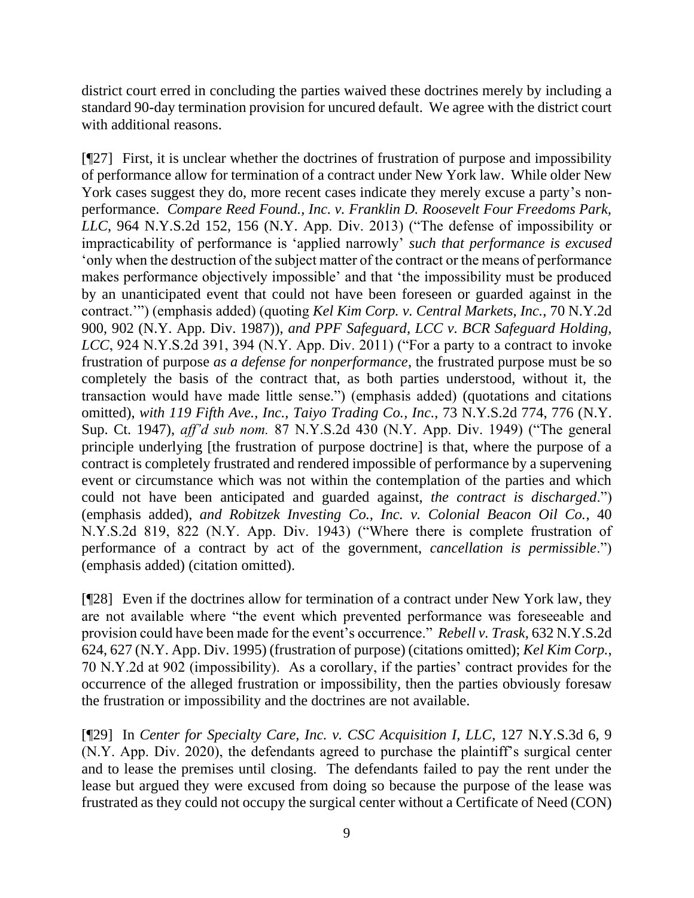district court erred in concluding the parties waived these doctrines merely by including a standard 90-day termination provision for uncured default. We agree with the district court with additional reasons.

[¶27] First, it is unclear whether the doctrines of frustration of purpose and impossibility of performance allow for termination of a contract under New York law. While older New York cases suggest they do, more recent cases indicate they merely excuse a party's non-performance. *Compare Reed Found., Inc. v. Franklin D. Roosevelt Four Freedoms Park, LLC*, 964 N.Y.S.2d 152, 156 (N.Y. App. Div. 2013) ("The defense of impossibility or impracticability of performance is 'applied narrowly' *such that performance is excused* 'only when the destruction of the subject matter of the contract or the means of performance makes performance objectively impossible' and that 'the impossibility must be produced by an unanticipated event that could not have been foreseen or guarded against in the contract.'") (emphasis added) (quoting *Kel Kim Corp. v. Central Markets, Inc.*, 70 N.Y.2d 900, 902 (N.Y. App. Div. 1987)), *and PPF Safeguard, LCC v. BCR Safeguard Holding, LCC*, 924 N.Y.S.2d 391, 394 (N.Y. App. Div. 2011) ("For a party to a contract to invoke frustration of purpose *as a defense for nonperformance*, the frustrated purpose must be so completely the basis of the contract that, as both parties understood, without it, the transaction would have made little sense.") (emphasis added) (quotations and citations omitted), *with 119 Fifth Ave., Inc., Taiyo Trading Co., Inc.*, 73 N.Y.S.2d 774, 776 (N.Y. Sup. Ct. 1947), *aff'd sub nom.* 87 N.Y.S.2d 430 (N.Y. App. Div. 1949) ("The general principle underlying [the frustration of purpose doctrine] is that, where the purpose of a contract is completely frustrated and rendered impossible of performance by a supervening event or circumstance which was not within the contemplation of the parties and which could not have been anticipated and guarded against, *the contract is discharged*.") (emphasis added), *and Robitzek Investing Co., Inc. v. Colonial Beacon Oil Co.*, 40 N.Y.S.2d 819, 822 (N.Y. App. Div. 1943) ("Where there is complete frustration of performance of a contract by act of the government, *cancellation is permissible*.") (emphasis added) (citation omitted).

[¶28] Even if the doctrines allow for termination of a contract under New York law, they are not available where "the event which prevented performance was foreseeable and provision could have been made for the event's occurrence." *Rebell v. Trask*, 632 N.Y.S.2d 624, 627 (N.Y. App. Div. 1995) (frustration of purpose) (citations omitted); *Kel Kim Corp.*, 70 N.Y.2d at 902 (impossibility). As a corollary, if the parties' contract provides for the occurrence of the alleged frustration or impossibility, then the parties obviously foresaw the frustration or impossibility and the doctrines are not available.

[¶29] In *Center for Specialty Care, Inc. v. CSC Acquisition I, LLC*, 127 N.Y.S.3d 6, 9 (N.Y. App. Div. 2020), the defendants agreed to purchase the plaintiff's surgical center and to lease the premises until closing. The defendants failed to pay the rent under the lease but argued they were excused from doing so because the purpose of the lease was frustrated as they could not occupy the surgical center without a Certificate of Need (CON)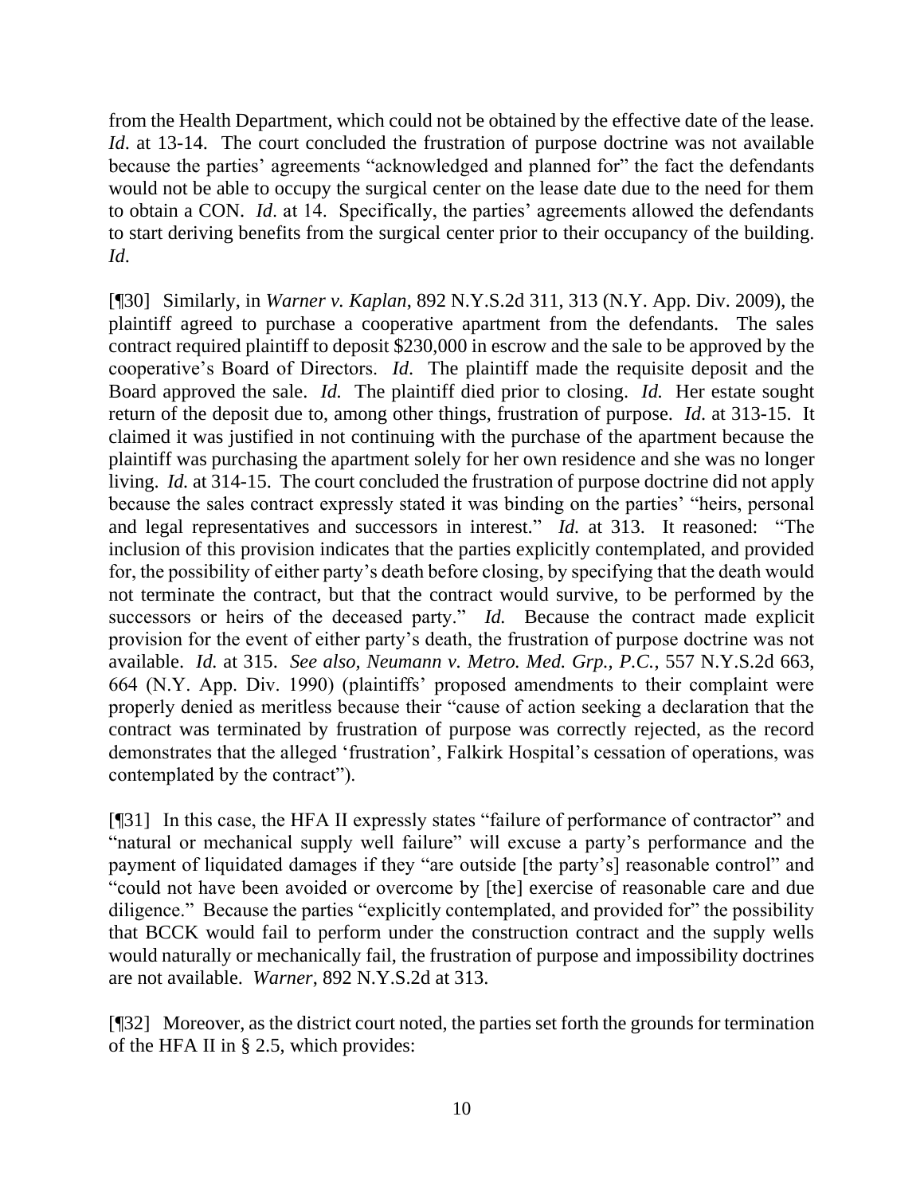from the Health Department, which could not be obtained by the effective date of the lease. *Id*. at 13-14. The court concluded the frustration of purpose doctrine was not available because the parties' agreements "acknowledged and planned for" the fact the defendants would not be able to occupy the surgical center on the lease date due to the need for them to obtain a CON. *Id*. at 14. Specifically, the parties' agreements allowed the defendants to start deriving benefits from the surgical center prior to their occupancy of the building. *Id*.

[¶30] Similarly, in *Warner v. Kaplan*, 892 N.Y.S.2d 311, 313 (N.Y. App. Div. 2009), the plaintiff agreed to purchase a cooperative apartment from the defendants. The sales contract required plaintiff to deposit $230,000 in escrow and the sale to be approved by the cooperative's Board of Directors. *Id*. The plaintiff made the requisite deposit and the Board approved the sale. *Id.* The plaintiff died prior to closing. *Id.* Her estate sought return of the deposit due to, among other things, frustration of purpose. *Id*. at 313-15. It claimed it was justified in not continuing with the purchase of the apartment because the plaintiff was purchasing the apartment solely for her own residence and she was no longer living. *Id.* at 314-15. The court concluded the frustration of purpose doctrine did not apply because the sales contract expressly stated it was binding on the parties' "heirs, personal and legal representatives and successors in interest." *Id.* at 313. It reasoned: "The inclusion of this provision indicates that the parties explicitly contemplated, and provided for, the possibility of either party's death before closing, by specifying that the death would not terminate the contract, but that the contract would survive, to be performed by the successors or heirs of the deceased party." *Id.* Because the contract made explicit provision for the event of either party's death, the frustration of purpose doctrine was not available. *Id.* at 315. *See also, Neumann v. Metro. Med. Grp., P.C.*, 557 N.Y.S.2d 663, 664 (N.Y. App. Div. 1990) (plaintiffs' proposed amendments to their complaint were properly denied as meritless because their "cause of action seeking a declaration that the contract was terminated by frustration of purpose was correctly rejected, as the record demonstrates that the alleged 'frustration', Falkirk Hospital's cessation of operations, was contemplated by the contract").

[¶31] In this case, the HFA II expressly states "failure of performance of contractor" and "natural or mechanical supply well failure" will excuse a party's performance and the payment of liquidated damages if they "are outside [the party's] reasonable control" and "could not have been avoided or overcome by [the] exercise of reasonable care and due diligence." Because the parties "explicitly contemplated, and provided for" the possibility that BCCK would fail to perform under the construction contract and the supply wells would naturally or mechanically fail, the frustration of purpose and impossibility doctrines are not available. *Warner*, 892 N.Y.S.2d at 313.

[¶32] Moreover, as the district court noted, the parties set forth the grounds for termination of the HFA II in § 2.5, which provides: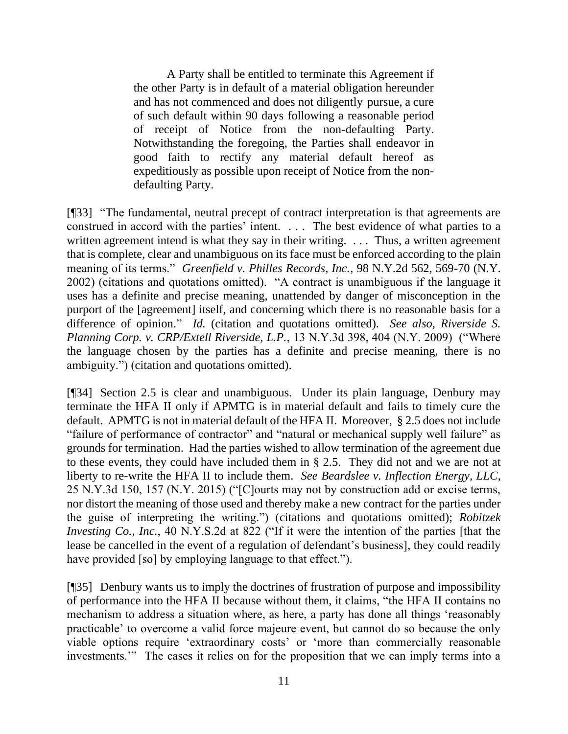> A Party shall be entitled to terminate this Agreement if the other Party is in default of a material obligation hereunder and has not commenced and does not diligently pursue, a cure of such default within 90 days following a reasonable period of receipt of Notice from the non-defaulting Party. Notwithstanding the foregoing, the Parties shall endeavor in good faith to rectify any material default hereof as expeditiously as possible upon receipt of Notice from the non-defaulting Party.

[¶33] "The fundamental, neutral precept of contract interpretation is that agreements are construed in accord with the parties' intent. . . . The best evidence of what parties to a written agreement intend is what they say in their writing. . . . Thus, a written agreement that is complete, clear and unambiguous on its face must be enforced according to the plain meaning of its terms." *Greenfield v. Philles Records, Inc.*, 98 N.Y.2d 562, 569-70 (N.Y. 2002) (citations and quotations omitted). "A contract is unambiguous if the language it uses has a definite and precise meaning, unattended by danger of misconception in the purport of the [agreement] itself, and concerning which there is no reasonable basis for a difference of opinion." *Id.* (citation and quotations omitted). *See also, Riverside S. Planning Corp. v. CRP/Extell Riverside, L.P.*, 13 N.Y.3d 398, 404 (N.Y. 2009) ("Where the language chosen by the parties has a definite and precise meaning, there is no ambiguity.") (citation and quotations omitted).

[¶34] Section 2.5 is clear and unambiguous. Under its plain language, Denbury may terminate the HFA II only if APMTG is in material default and fails to timely cure the default. APMTG is not in material default of the HFA II. Moreover, § 2.5 does not include "failure of performance of contractor" and "natural or mechanical supply well failure" as grounds for termination. Had the parties wished to allow termination of the agreement due to these events, they could have included them in § 2.5. They did not and we are not at liberty to re-write the HFA II to include them. *See Beardslee v. Inflection Energy, LLC*, 25 N.Y.3d 150, 157 (N.Y. 2015) ("[C]ourts may not by construction add or excise terms, nor distort the meaning of those used and thereby make a new contract for the parties under the guise of interpreting the writing.") (citations and quotations omitted); *Robitzek Investing Co., Inc.*, 40 N.Y.S.2d at 822 ("If it were the intention of the parties [that the lease be cancelled in the event of a regulation of defendant's business], they could readily have provided [so] by employing language to that effect.").

[¶35] Denbury wants us to imply the doctrines of frustration of purpose and impossibility of performance into the HFA II because without them, it claims, "the HFA II contains no mechanism to address a situation where, as here, a party has done all things 'reasonably practicable' to overcome a valid force majeure event, but cannot do so because the only viable options require 'extraordinary costs' or 'more than commercially reasonable investments.'" The cases it relies on for the proposition that we can imply terms into a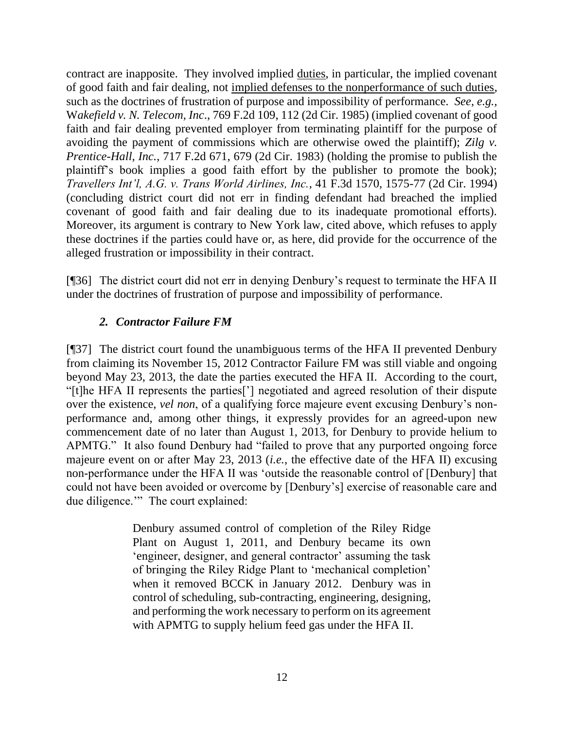contract are inapposite. They involved implied <u>duties</u>, in particular, the implied covenant of good faith and fair dealing, not <u>implied defenses to the nonperformance of such duties</u>, such as the doctrines of frustration of purpose and impossibility of performance. *See, e.g.*, W*akefield v. N. Telecom, Inc*., 769 F.2d 109, 112 (2d Cir. 1985) (implied covenant of good faith and fair dealing prevented employer from terminating plaintiff for the purpose of avoiding the payment of commissions which are otherwise owed the plaintiff); *Zilg v. Prentice-Hall, Inc.*, 717 F.2d 671, 679 (2d Cir. 1983) (holding the promise to publish the plaintiff's book implies a good faith effort by the publisher to promote the book); *Travellers Int'l, A.G. v. Trans World Airlines, Inc.*, 41 F.3d 1570, 1575-77 (2d Cir. 1994) (concluding district court did not err in finding defendant had breached the implied covenant of good faith and fair dealing due to its inadequate promotional efforts). Moreover, its argument is contrary to New York law, cited above, which refuses to apply these doctrines if the parties could have or, as here, did provide for the occurrence of the alleged frustration or impossibility in their contract.

[¶36] The district court did not err in denying Denbury's request to terminate the HFA II under the doctrines of frustration of purpose and impossibility of performance.

### *2. Contractor Failure FM*

[¶37] The district court found the unambiguous terms of the HFA II prevented Denbury from claiming its November 15, 2012 Contractor Failure FM was still viable and ongoing beyond May 23, 2013, the date the parties executed the HFA II. According to the court, "[t]he HFA II represents the parties['] negotiated and agreed resolution of their dispute over the existence, *vel non*, of a qualifying force majeure event excusing Denbury's non-performance and, among other things, it expressly provides for an agreed-upon new commencement date of no later than August 1, 2013, for Denbury to provide helium to APMTG." It also found Denbury had "failed to prove that any purported ongoing force majeure event on or after May 23, 2013 (*i.e.*, the effective date of the HFA II) excusing non-performance under the HFA II was 'outside the reasonable control of [Denbury] that could not have been avoided or overcome by [Denbury's] exercise of reasonable care and due diligence.'" The court explained:

> Denbury assumed control of completion of the Riley Ridge Plant on August 1, 2011, and Denbury became its own 'engineer, designer, and general contractor' assuming the task of bringing the Riley Ridge Plant to 'mechanical completion' when it removed BCCK in January 2012. Denbury was in control of scheduling, sub-contracting, engineering, designing, and performing the work necessary to perform on its agreement with APMTG to supply helium feed gas under the HFA II.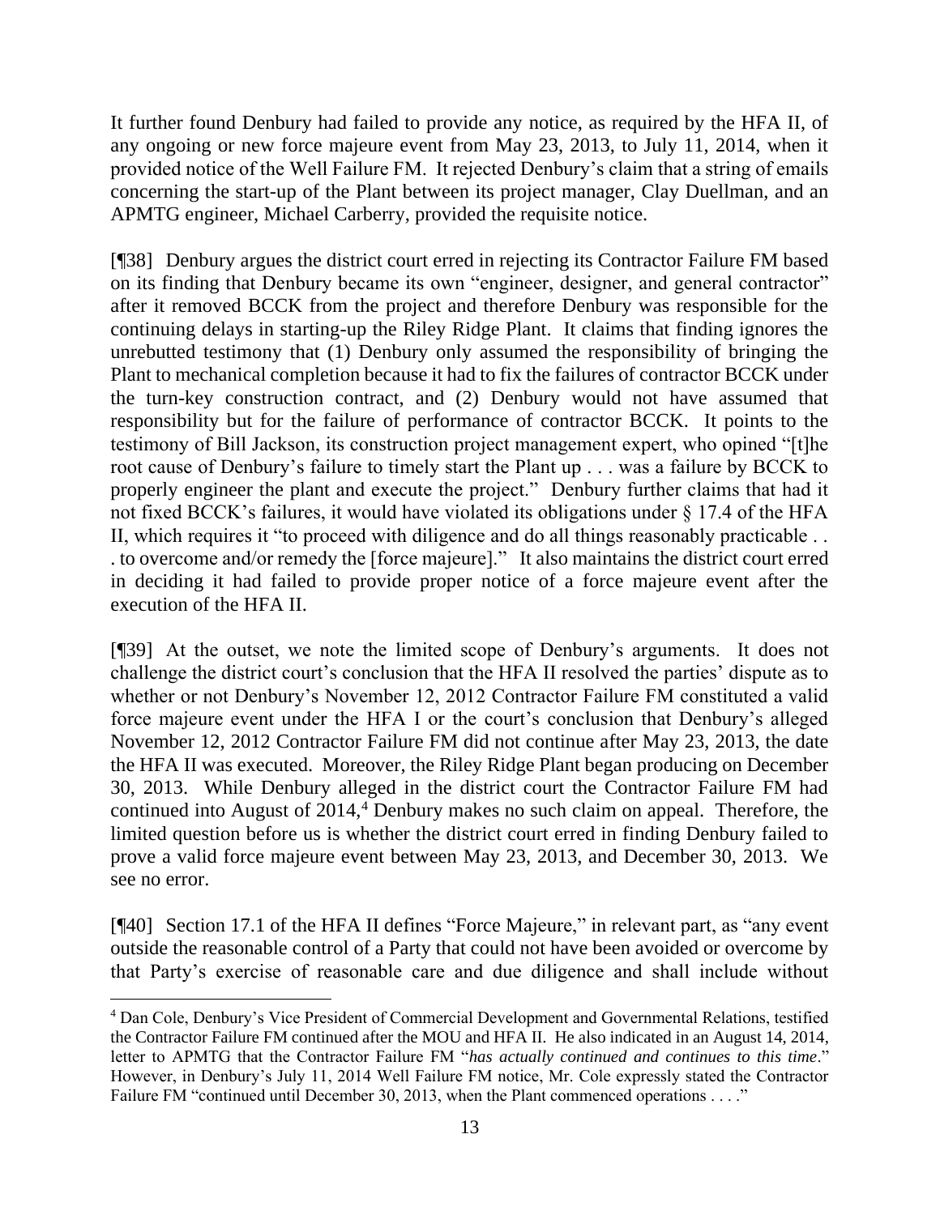It further found Denbury had failed to provide any notice, as required by the HFA II, of any ongoing or new force majeure event from May 23, 2013, to July 11, 2014, when it provided notice of the Well Failure FM. It rejected Denbury's claim that a string of emails concerning the start-up of the Plant between its project manager, Clay Duellman, and an APMTG engineer, Michael Carberry, provided the requisite notice.

[¶38] Denbury argues the district court erred in rejecting its Contractor Failure FM based on its finding that Denbury became its own "engineer, designer, and general contractor" after it removed BCCK from the project and therefore Denbury was responsible for the continuing delays in starting-up the Riley Ridge Plant. It claims that finding ignores the unrebutted testimony that (1) Denbury only assumed the responsibility of bringing the Plant to mechanical completion because it had to fix the failures of contractor BCCK under the turn-key construction contract, and (2) Denbury would not have assumed that responsibility but for the failure of performance of contractor BCCK. It points to the testimony of Bill Jackson, its construction project management expert, who opined "[t]he root cause of Denbury's failure to timely start the Plant up . . . was a failure by BCCK to properly engineer the plant and execute the project." Denbury further claims that had it not fixed BCCK's failures, it would have violated its obligations under § 17.4 of the HFA II, which requires it "to proceed with diligence and do all things reasonably practicable . . . to overcome and/or remedy the [force majeure]." It also maintains the district court erred in deciding it had failed to provide proper notice of a force majeure event after the execution of the HFA II.

[¶39] At the outset, we note the limited scope of Denbury's arguments. It does not challenge the district court's conclusion that the HFA II resolved the parties' dispute as to whether or not Denbury's November 12, 2012 Contractor Failure FM constituted a valid force majeure event under the HFA I or the court's conclusion that Denbury's alleged November 12, 2012 Contractor Failure FM did not continue after May 23, 2013, the date the HFA II was executed. Moreover, the Riley Ridge Plant began producing on December 30, 2013. While Denbury alleged in the district court the Contractor Failure FM had continued into August of 2014,[4] Denbury makes no such claim on appeal. Therefore, the limited question before us is whether the district court erred in finding Denbury failed to prove a valid force majeure event between May 23, 2013, and December 30, 2013. We see no error.

[¶40] Section 17.1 of the HFA II defines "Force Majeure," in relevant part, as "any event outside the reasonable control of a Party that could not have been avoided or overcome by that Party's exercise of reasonable care and due diligence and shall include without

---

[4] Dan Cole, Denbury's Vice President of Commercial Development and Governmental Relations, testified the Contractor Failure FM continued after the MOU and HFA II. He also indicated in an August 14, 2014, letter to APMTG that the Contractor Failure FM "*has actually continued and continues to this time*." However, in Denbury's July 11, 2014 Well Failure FM notice, Mr. Cole expressly stated the Contractor Failure FM "continued until December 30, 2013, when the Plant commenced operations . . . ."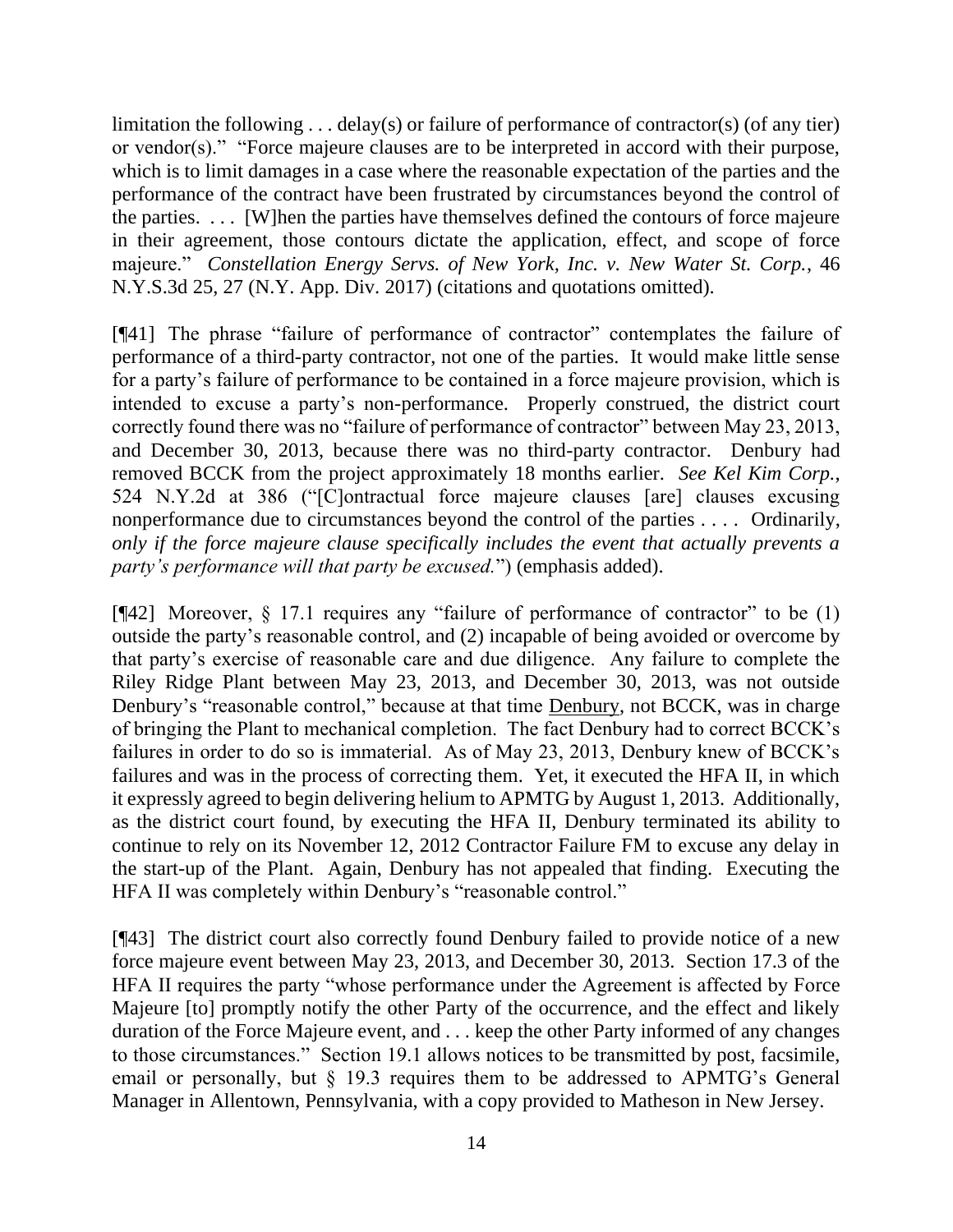limitation the following . . . delay(s) or failure of performance of contractor(s) (of any tier) or vendor(s)." "Force majeure clauses are to be interpreted in accord with their purpose, which is to limit damages in a case where the reasonable expectation of the parties and the performance of the contract have been frustrated by circumstances beyond the control of the parties. . . . [W]hen the parties have themselves defined the contours of force majeure in their agreement, those contours dictate the application, effect, and scope of force majeure." *Constellation Energy Servs. of New York, Inc. v. New Water St. Corp.*, 46 N.Y.S.3d 25, 27 (N.Y. App. Div. 2017) (citations and quotations omitted).

[¶41] The phrase "failure of performance of contractor" contemplates the failure of performance of a third-party contractor, not one of the parties. It would make little sense for a party's failure of performance to be contained in a force majeure provision, which is intended to excuse a party's non-performance. Properly construed, the district court correctly found there was no "failure of performance of contractor" between May 23, 2013, and December 30, 2013, because there was no third-party contractor. Denbury had removed BCCK from the project approximately 18 months earlier. *See Kel Kim Corp.*, 524 N.Y.2d at 386 ("[C]ontractual force majeure clauses [are] clauses excusing nonperformance due to circumstances beyond the control of the parties . . . . Ordinarily, *only if the force majeure clause specifically includes the event that actually prevents a party's performance will that party be excused.*") (emphasis added).

[¶42] Moreover, § 17.1 requires any "failure of performance of contractor" to be (1) outside the party's reasonable control, and (2) incapable of being avoided or overcome by that party's exercise of reasonable care and due diligence. Any failure to complete the Riley Ridge Plant between May 23, 2013, and December 30, 2013, was not outside Denbury's "reasonable control," because at that time <u>Denbury</u>, not BCCK, was in charge of bringing the Plant to mechanical completion. The fact Denbury had to correct BCCK's failures in order to do so is immaterial. As of May 23, 2013, Denbury knew of BCCK's failures and was in the process of correcting them. Yet, it executed the HFA II, in which it expressly agreed to begin delivering helium to APMTG by August 1, 2013. Additionally, as the district court found, by executing the HFA II, Denbury terminated its ability to continue to rely on its November 12, 2012 Contractor Failure FM to excuse any delay in the start-up of the Plant. Again, Denbury has not appealed that finding. Executing the HFA II was completely within Denbury's "reasonable control."

[¶43] The district court also correctly found Denbury failed to provide notice of a new force majeure event between May 23, 2013, and December 30, 2013. Section 17.3 of the HFA II requires the party "whose performance under the Agreement is affected by Force Majeure [to] promptly notify the other Party of the occurrence, and the effect and likely duration of the Force Majeure event, and . . . keep the other Party informed of any changes to those circumstances." Section 19.1 allows notices to be transmitted by post, facsimile, email or personally, but § 19.3 requires them to be addressed to APMTG's General Manager in Allentown, Pennsylvania, with a copy provided to Matheson in New Jersey.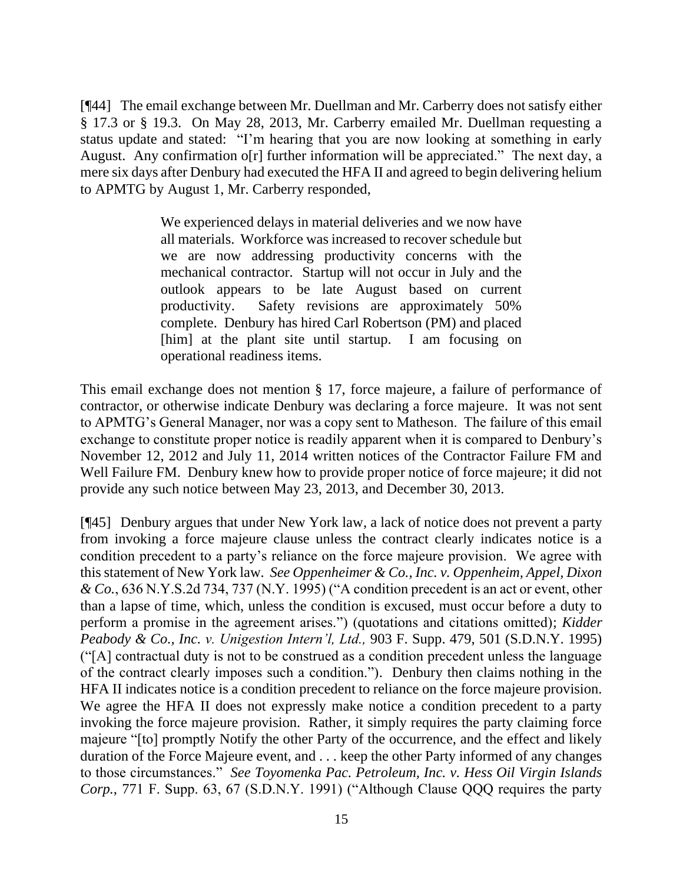[¶44] The email exchange between Mr. Duellman and Mr. Carberry does not satisfy either § 17.3 or § 19.3. On May 28, 2013, Mr. Carberry emailed Mr. Duellman requesting a status update and stated: "I'm hearing that you are now looking at something in early August. Any confirmation o[r] further information will be appreciated." The next day, a mere six days after Denbury had executed the HFA II and agreed to begin delivering helium to APMTG by August 1, Mr. Carberry responded,

> We experienced delays in material deliveries and we now have all materials. Workforce was increased to recover schedule but we are now addressing productivity concerns with the mechanical contractor. Startup will not occur in July and the outlook appears to be late August based on current productivity. Safety revisions are approximately 50% complete. Denbury has hired Carl Robertson (PM) and placed [him] at the plant site until startup. I am focusing on operational readiness items.

This email exchange does not mention § 17, force majeure, a failure of performance of contractor, or otherwise indicate Denbury was declaring a force majeure. It was not sent to APMTG's General Manager, nor was a copy sent to Matheson. The failure of this email exchange to constitute proper notice is readily apparent when it is compared to Denbury's November 12, 2012 and July 11, 2014 written notices of the Contractor Failure FM and Well Failure FM. Denbury knew how to provide proper notice of force majeure; it did not provide any such notice between May 23, 2013, and December 30, 2013.

[¶45] Denbury argues that under New York law, a lack of notice does not prevent a party from invoking a force majeure clause unless the contract clearly indicates notice is a condition precedent to a party's reliance on the force majeure provision. We agree with this statement of New York law. *See Oppenheimer & Co., Inc. v. Oppenheim, Appel, Dixon & Co.*, 636 N.Y.S.2d 734, 737 (N.Y. 1995) ("A condition precedent is an act or event, other than a lapse of time, which, unless the condition is excused, must occur before a duty to perform a promise in the agreement arises.") (quotations and citations omitted); *Kidder Peabody & Co., Inc. v. Unigestion Intern'l, Ltd.,* 903 F. Supp. 479, 501 (S.D.N.Y. 1995) ("[A] contractual duty is not to be construed as a condition precedent unless the language of the contract clearly imposes such a condition."). Denbury then claims nothing in the HFA II indicates notice is a condition precedent to reliance on the force majeure provision. We agree the HFA II does not expressly make notice a condition precedent to a party invoking the force majeure provision. Rather, it simply requires the party claiming force majeure "[to] promptly Notify the other Party of the occurrence, and the effect and likely duration of the Force Majeure event, and . . . keep the other Party informed of any changes to those circumstances." *See Toyomenka Pac. Petroleum, Inc. v. Hess Oil Virgin Islands Corp.,* 771 F. Supp. 63, 67 (S.D.N.Y. 1991) ("Although Clause QQQ requires the party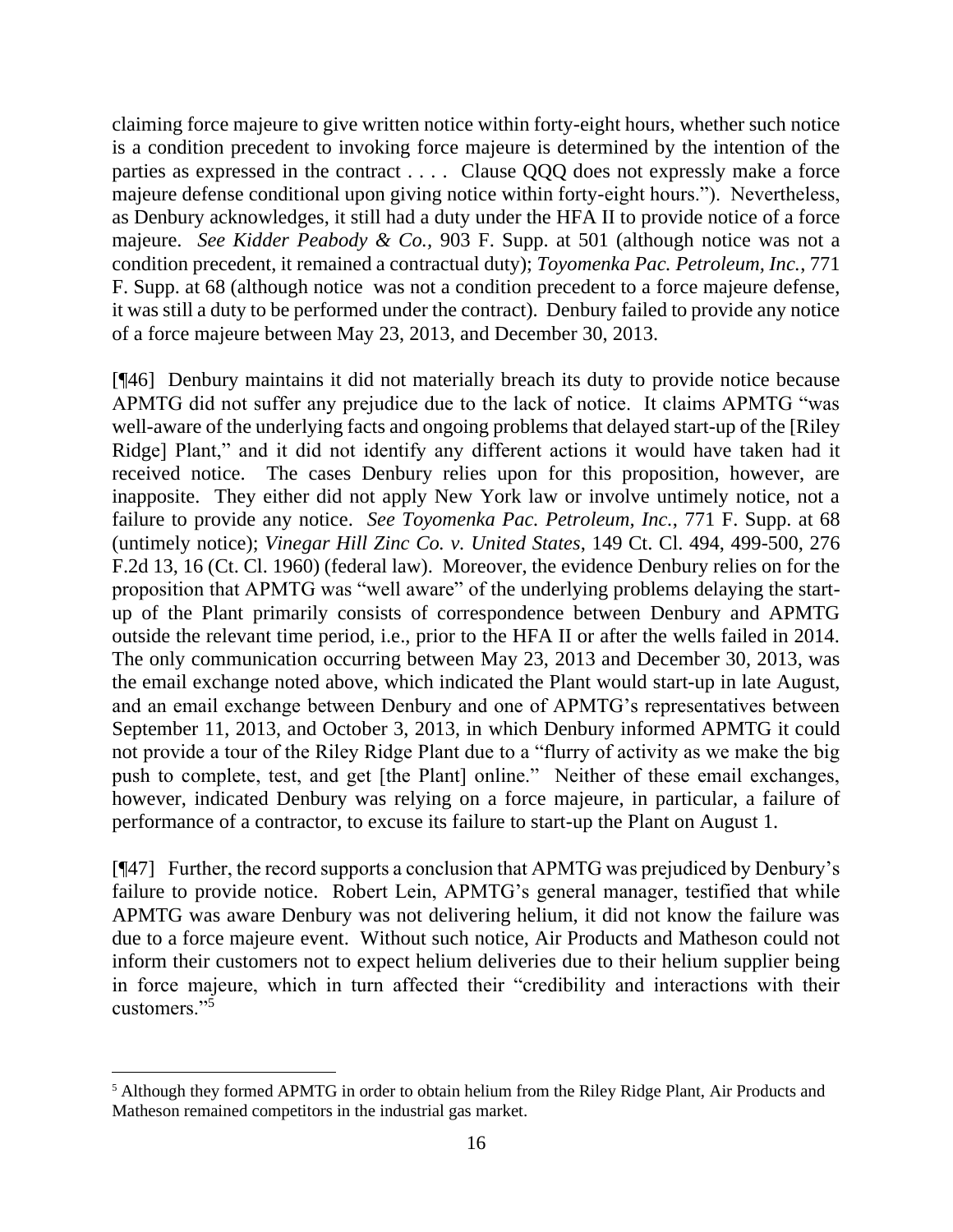claiming force majeure to give written notice within forty-eight hours, whether such notice is a condition precedent to invoking force majeure is determined by the intention of the parties as expressed in the contract . . . . Clause QQQ does not expressly make a force majeure defense conditional upon giving notice within forty-eight hours."). Nevertheless, as Denbury acknowledges, it still had a duty under the HFA II to provide notice of a force majeure. *See Kidder Peabody & Co.*, 903 F. Supp. at 501 (although notice was not a condition precedent, it remained a contractual duty); *Toyomenka Pac. Petroleum, Inc.*, 771 F. Supp. at 68 (although notice was not a condition precedent to a force majeure defense, it was still a duty to be performed under the contract). Denbury failed to provide any notice of a force majeure between May 23, 2013, and December 30, 2013.

[¶46] Denbury maintains it did not materially breach its duty to provide notice because APMTG did not suffer any prejudice due to the lack of notice. It claims APMTG "was well-aware of the underlying facts and ongoing problems that delayed start-up of the [Riley Ridge] Plant," and it did not identify any different actions it would have taken had it received notice. The cases Denbury relies upon for this proposition, however, are inapposite. They either did not apply New York law or involve untimely notice, not a failure to provide any notice. *See Toyomenka Pac. Petroleum, Inc.*, 771 F. Supp. at 68 (untimely notice); *Vinegar Hill Zinc Co. v. United States*, 149 Ct. Cl. 494, 499-500, 276 F.2d 13, 16 (Ct. Cl. 1960) (federal law). Moreover, the evidence Denbury relies on for the proposition that APMTG was "well aware" of the underlying problems delaying the start-up of the Plant primarily consists of correspondence between Denbury and APMTG outside the relevant time period, i.e., prior to the HFA II or after the wells failed in 2014. The only communication occurring between May 23, 2013 and December 30, 2013, was the email exchange noted above, which indicated the Plant would start-up in late August, and an email exchange between Denbury and one of APMTG's representatives between September 11, 2013, and October 3, 2013, in which Denbury informed APMTG it could not provide a tour of the Riley Ridge Plant due to a "flurry of activity as we make the big push to complete, test, and get [the Plant] online." Neither of these email exchanges, however, indicated Denbury was relying on a force majeure, in particular, a failure of performance of a contractor, to excuse its failure to start-up the Plant on August 1.

[¶47] Further, the record supports a conclusion that APMTG was prejudiced by Denbury's failure to provide notice. Robert Lein, APMTG's general manager, testified that while APMTG was aware Denbury was not delivering helium, it did not know the failure was due to a force majeure event. Without such notice, Air Products and Matheson could not inform their customers not to expect helium deliveries due to their helium supplier being in force majeure, which in turn affected their "credibility and interactions with their customers."[5]

---

[5] Although they formed APMTG in order to obtain helium from the Riley Ridge Plant, Air Products and Matheson remained competitors in the industrial gas market.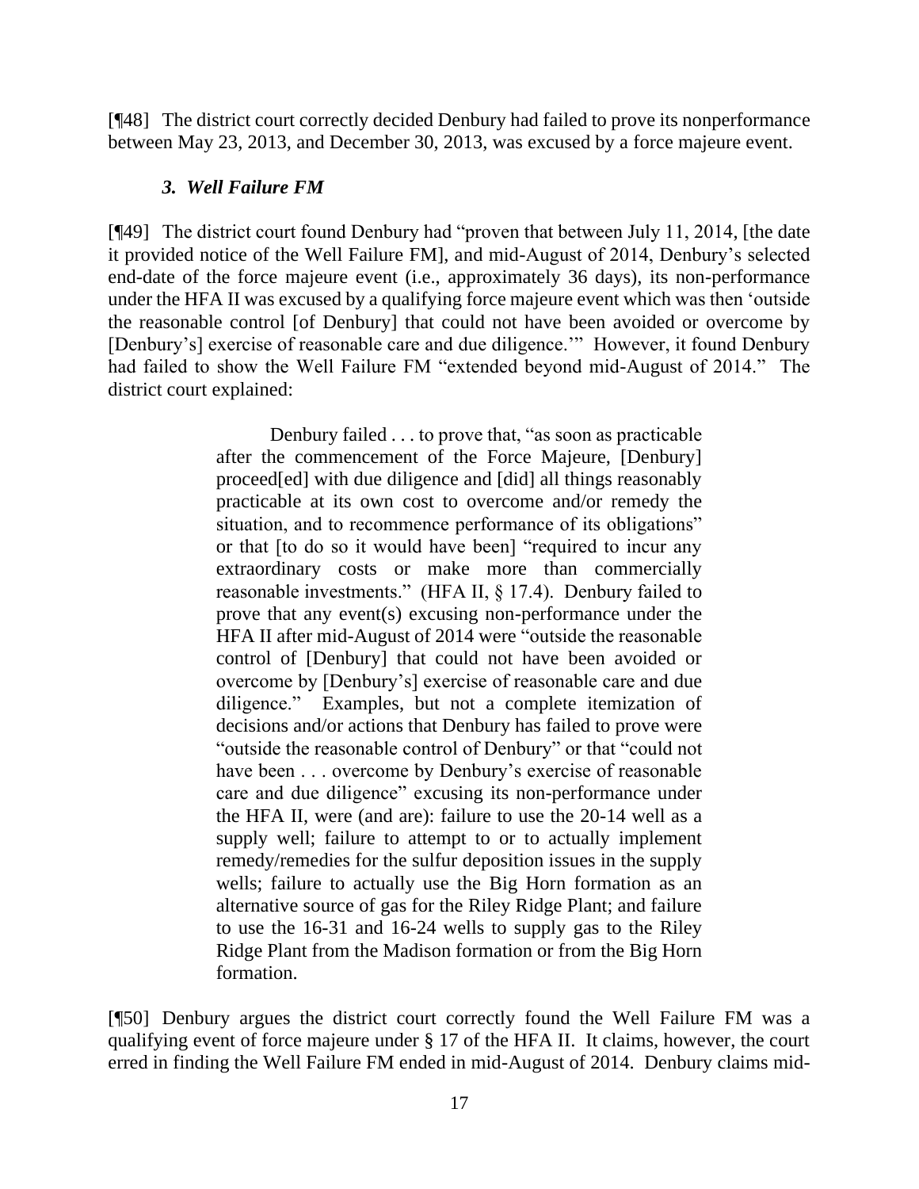[¶48] The district court correctly decided Denbury had failed to prove its nonperformance between May 23, 2013, and December 30, 2013, was excused by a force majeure event.

### *3. Well Failure FM*

[¶49] The district court found Denbury had "proven that between July 11, 2014, [the date it provided notice of the Well Failure FM], and mid-August of 2014, Denbury's selected end-date of the force majeure event (i.e., approximately 36 days), its non-performance under the HFA II was excused by a qualifying force majeure event which was then 'outside the reasonable control [of Denbury] that could not have been avoided or overcome by [Denbury's] exercise of reasonable care and due diligence.'" However, it found Denbury had failed to show the Well Failure FM "extended beyond mid-August of 2014." The district court explained:

> Denbury failed . . . to prove that, "as soon as practicable after the commencement of the Force Majeure, [Denbury] proceed[ed] with due diligence and [did] all things reasonably practicable at its own cost to overcome and/or remedy the situation, and to recommence performance of its obligations" or that [to do so it would have been] "required to incur any extraordinary costs or make more than commercially reasonable investments." (HFA II, § 17.4). Denbury failed to prove that any event(s) excusing non-performance under the HFA II after mid-August of 2014 were "outside the reasonable control of [Denbury] that could not have been avoided or overcome by [Denbury's] exercise of reasonable care and due diligence." Examples, but not a complete itemization of decisions and/or actions that Denbury has failed to prove were "outside the reasonable control of Denbury" or that "could not have been . . . overcome by Denbury's exercise of reasonable care and due diligence" excusing its non-performance under the HFA II, were (and are): failure to use the 20-14 well as a supply well; failure to attempt to or to actually implement remedy/remedies for the sulfur deposition issues in the supply wells; failure to actually use the Big Horn formation as an alternative source of gas for the Riley Ridge Plant; and failure to use the 16-31 and 16-24 wells to supply gas to the Riley Ridge Plant from the Madison formation or from the Big Horn formation.

[¶50] Denbury argues the district court correctly found the Well Failure FM was a qualifying event of force majeure under § 17 of the HFA II. It claims, however, the court erred in finding the Well Failure FM ended in mid-August of 2014. Denbury claims mid-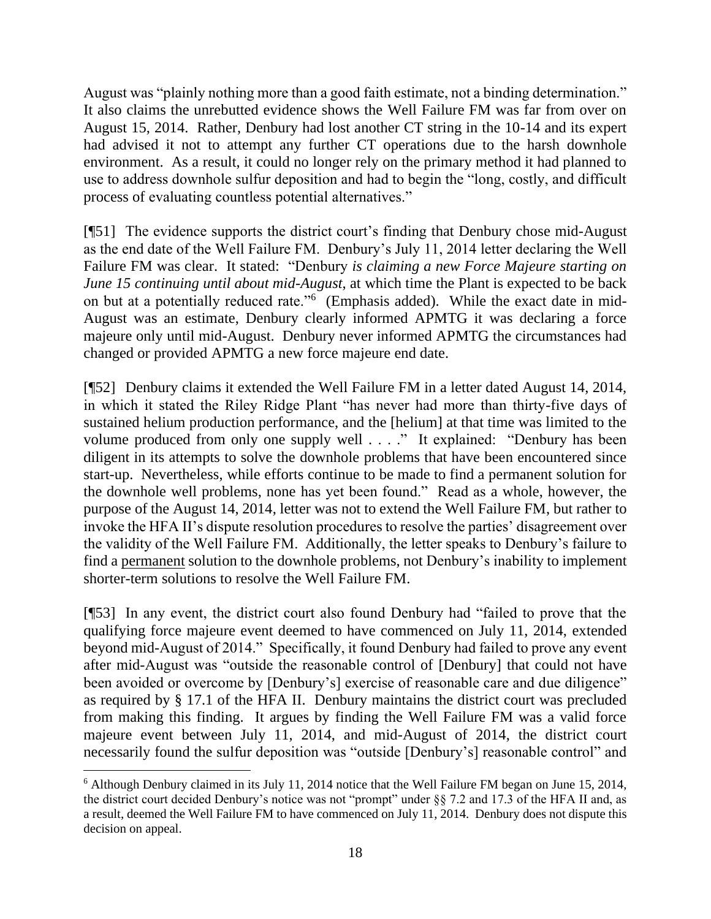August was "plainly nothing more than a good faith estimate, not a binding determination." It also claims the unrebutted evidence shows the Well Failure FM was far from over on August 15, 2014. Rather, Denbury had lost another CT string in the 10-14 and its expert had advised it not to attempt any further CT operations due to the harsh downhole environment. As a result, it could no longer rely on the primary method it had planned to use to address downhole sulfur deposition and had to begin the "long, costly, and difficult process of evaluating countless potential alternatives."

[¶51] The evidence supports the district court's finding that Denbury chose mid-August as the end date of the Well Failure FM. Denbury's July 11, 2014 letter declaring the Well Failure FM was clear. It stated: "Denbury *is claiming a new Force Majeure starting on June 15 continuing until about mid-August*, at which time the Plant is expected to be back on but at a potentially reduced rate."[6] (Emphasis added). While the exact date in mid-August was an estimate, Denbury clearly informed APMTG it was declaring a force majeure only until mid-August. Denbury never informed APMTG the circumstances had changed or provided APMTG a new force majeure end date.

[¶52] Denbury claims it extended the Well Failure FM in a letter dated August 14, 2014, in which it stated the Riley Ridge Plant "has never had more than thirty-five days of sustained helium production performance, and the [helium] at that time was limited to the volume produced from only one supply well . . . ." It explained: "Denbury has been diligent in its attempts to solve the downhole problems that have been encountered since start-up. Nevertheless, while efforts continue to be made to find a permanent solution for the downhole well problems, none has yet been found." Read as a whole, however, the purpose of the August 14, 2014, letter was not to extend the Well Failure FM, but rather to invoke the HFA II's dispute resolution procedures to resolve the parties' disagreement over the validity of the Well Failure FM. Additionally, the letter speaks to Denbury's failure to find a <u>permanent</u> solution to the downhole problems, not Denbury's inability to implement shorter-term solutions to resolve the Well Failure FM.

[¶53] In any event, the district court also found Denbury had "failed to prove that the qualifying force majeure event deemed to have commenced on July 11, 2014, extended beyond mid-August of 2014." Specifically, it found Denbury had failed to prove any event after mid-August was "outside the reasonable control of [Denbury] that could not have been avoided or overcome by [Denbury's] exercise of reasonable care and due diligence" as required by § 17.1 of the HFA II. Denbury maintains the district court was precluded from making this finding. It argues by finding the Well Failure FM was a valid force majeure event between July 11, 2014, and mid-August of 2014, the district court necessarily found the sulfur deposition was "outside [Denbury's] reasonable control" and

[6] Although Denbury claimed in its July 11, 2014 notice that the Well Failure FM began on June 15, 2014, the district court decided Denbury's notice was not "prompt" under §§ 7.2 and 17.3 of the HFA II and, as a result, deemed the Well Failure FM to have commenced on July 11, 2014. Denbury does not dispute this decision on appeal.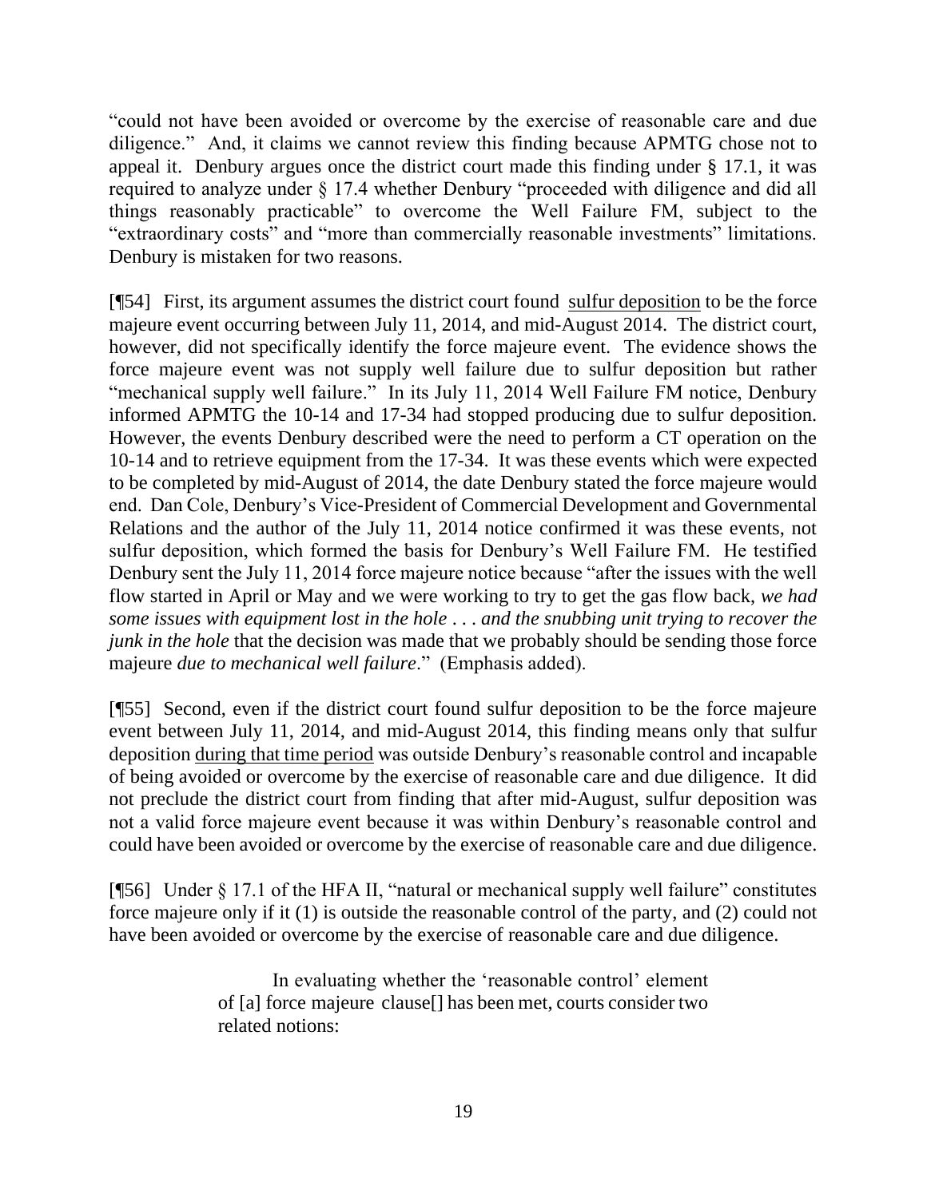"could not have been avoided or overcome by the exercise of reasonable care and due diligence." And, it claims we cannot review this finding because APMTG chose not to appeal it. Denbury argues once the district court made this finding under § 17.1, it was required to analyze under § 17.4 whether Denbury "proceeded with diligence and did all things reasonably practicable" to overcome the Well Failure FM, subject to the "extraordinary costs" and "more than commercially reasonable investments" limitations. Denbury is mistaken for two reasons.

[¶54] First, its argument assumes the district court found <u>sulfur deposition</u> to be the force majeure event occurring between July 11, 2014, and mid-August 2014. The district court, however, did not specifically identify the force majeure event. The evidence shows the force majeure event was not supply well failure due to sulfur deposition but rather "mechanical supply well failure." In its July 11, 2014 Well Failure FM notice, Denbury informed APMTG the 10-14 and 17-34 had stopped producing due to sulfur deposition. However, the events Denbury described were the need to perform a CT operation on the 10-14 and to retrieve equipment from the 17-34. It was these events which were expected to be completed by mid-August of 2014, the date Denbury stated the force majeure would end. Dan Cole, Denbury's Vice-President of Commercial Development and Governmental Relations and the author of the July 11, 2014 notice confirmed it was these events, not sulfur deposition, which formed the basis for Denbury's Well Failure FM. He testified Denbury sent the July 11, 2014 force majeure notice because "after the issues with the well flow started in April or May and we were working to try to get the gas flow back, *we had some issues with equipment lost in the hole . . . and the snubbing unit trying to recover the junk in the hole* that the decision was made that we probably should be sending those force majeure *due to mechanical well failure*." (Emphasis added).

[¶55] Second, even if the district court found sulfur deposition to be the force majeure event between July 11, 2014, and mid-August 2014, this finding means only that sulfur deposition <u>during that time period</u> was outside Denbury's reasonable control and incapable of being avoided or overcome by the exercise of reasonable care and due diligence. It did not preclude the district court from finding that after mid-August, sulfur deposition was not a valid force majeure event because it was within Denbury's reasonable control and could have been avoided or overcome by the exercise of reasonable care and due diligence.

[¶56] Under § 17.1 of the HFA II, "natural or mechanical supply well failure" constitutes force majeure only if it (1) is outside the reasonable control of the party, and (2) could not have been avoided or overcome by the exercise of reasonable care and due diligence.

> In evaluating whether the 'reasonable control' element of [a] force majeure clause[] has been met, courts consider two related notions: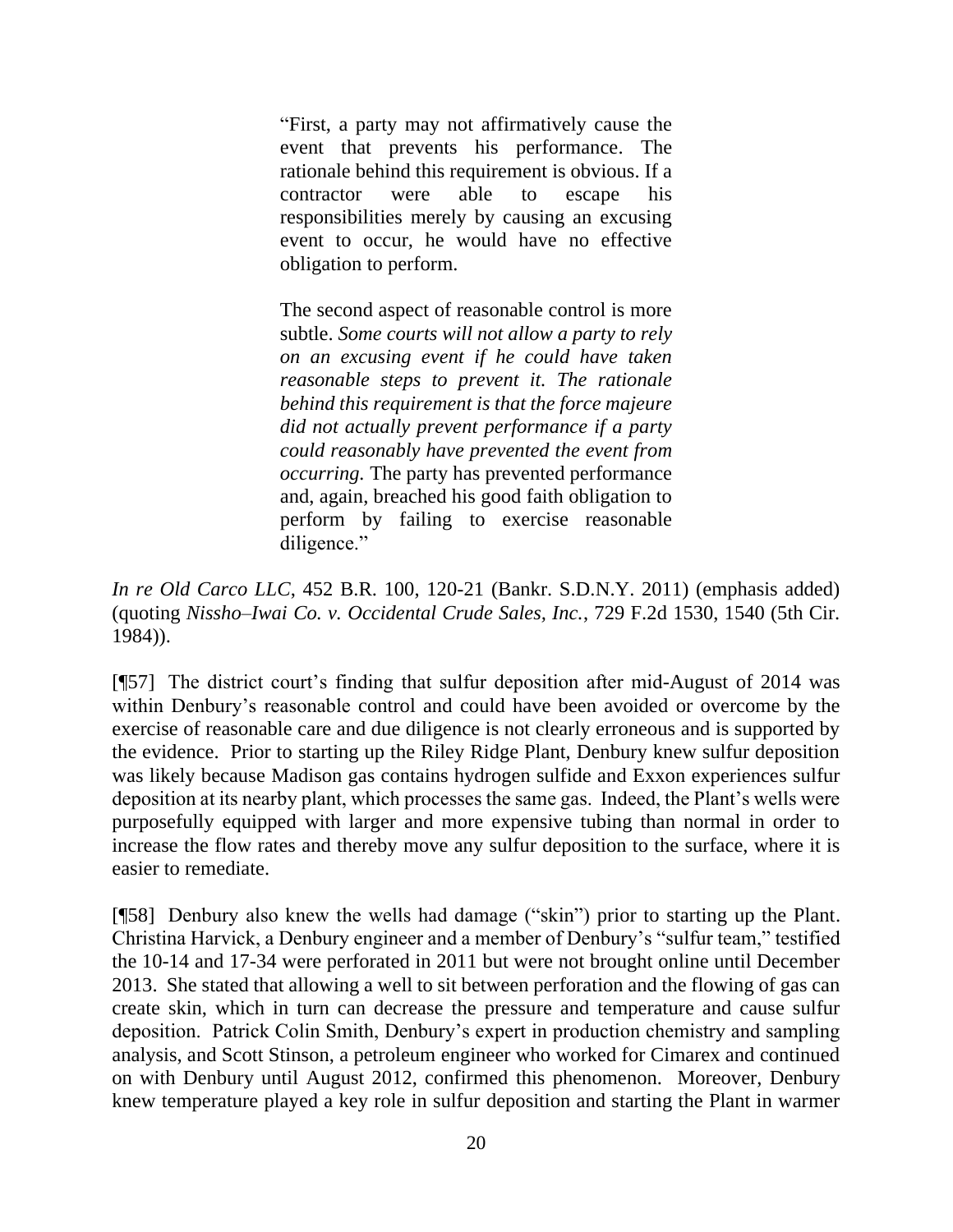> "First, a party may not affirmatively cause the event that prevents his performance. The rationale behind this requirement is obvious. If a contractor were able to escape his responsibilities merely by causing an excusing event to occur, he would have no effective obligation to perform.
>
> The second aspect of reasonable control is more subtle. *Some courts will not allow a party to rely on an excusing event if he could have taken reasonable steps to prevent it. The rationale behind this requirement is that the force majeure did not actually prevent performance if a party could reasonably have prevented the event from occurring.* The party has prevented performance and, again, breached his good faith obligation to perform by failing to exercise reasonable diligence."

*In re Old Carco LLC*, 452 B.R. 100, 120-21 (Bankr. S.D.N.Y. 2011) (emphasis added) (quoting *Nissho–Iwai Co. v. Occidental Crude Sales, Inc.*, 729 F.2d 1530, 1540 (5th Cir. 1984)).

[¶57] The district court's finding that sulfur deposition after mid-August of 2014 was within Denbury's reasonable control and could have been avoided or overcome by the exercise of reasonable care and due diligence is not clearly erroneous and is supported by the evidence. Prior to starting up the Riley Ridge Plant, Denbury knew sulfur deposition was likely because Madison gas contains hydrogen sulfide and Exxon experiences sulfur deposition at its nearby plant, which processes the same gas. Indeed, the Plant's wells were purposefully equipped with larger and more expensive tubing than normal in order to increase the flow rates and thereby move any sulfur deposition to the surface, where it is easier to remediate.

[¶58] Denbury also knew the wells had damage ("skin") prior to starting up the Plant. Christina Harvick, a Denbury engineer and a member of Denbury's "sulfur team," testified the 10-14 and 17-34 were perforated in 2011 but were not brought online until December 2013. She stated that allowing a well to sit between perforation and the flowing of gas can create skin, which in turn can decrease the pressure and temperature and cause sulfur deposition. Patrick Colin Smith, Denbury's expert in production chemistry and sampling analysis, and Scott Stinson, a petroleum engineer who worked for Cimarex and continued on with Denbury until August 2012, confirmed this phenomenon. Moreover, Denbury knew temperature played a key role in sulfur deposition and starting the Plant in warmer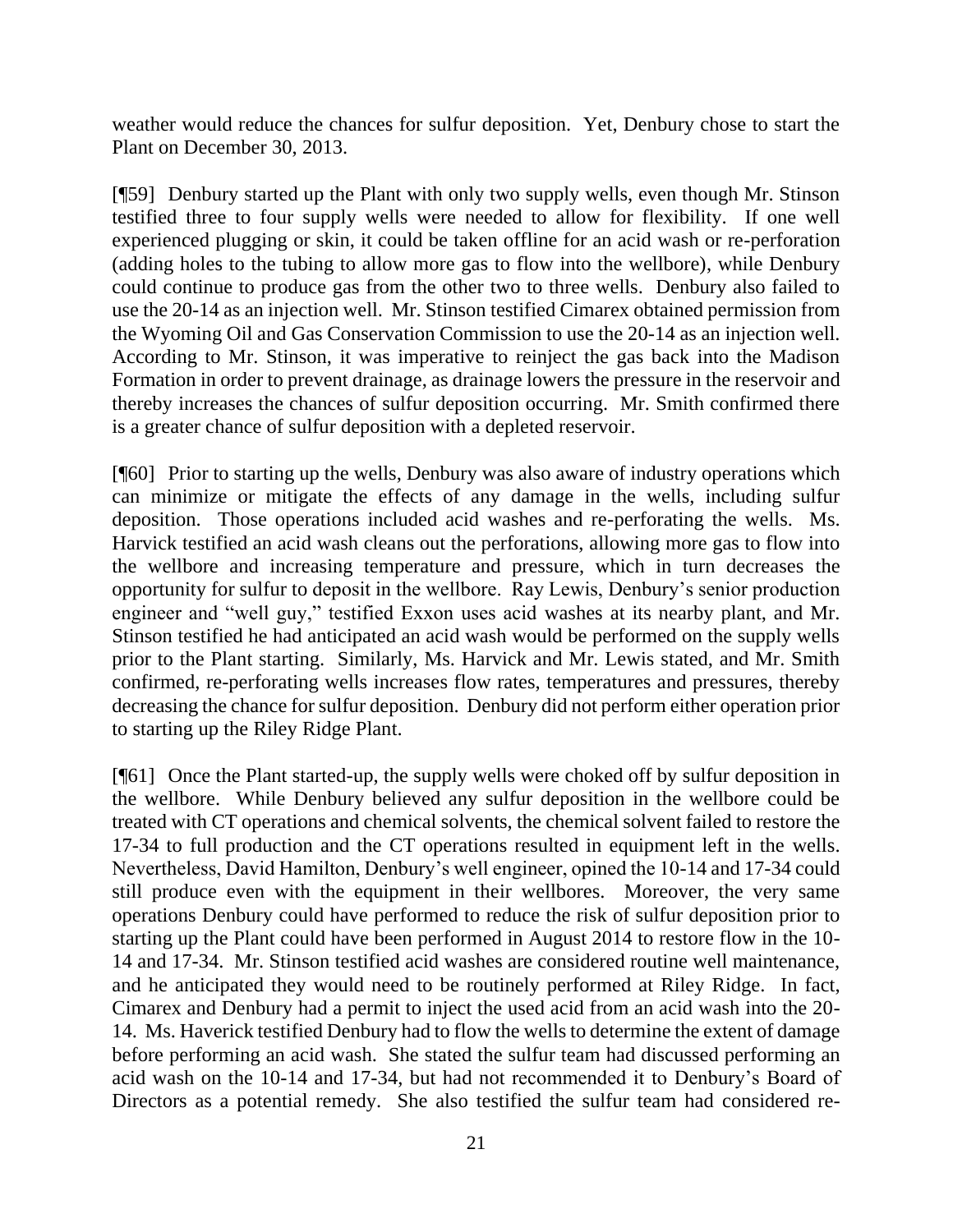weather would reduce the chances for sulfur deposition. Yet, Denbury chose to start the Plant on December 30, 2013.

[¶59] Denbury started up the Plant with only two supply wells, even though Mr. Stinson testified three to four supply wells were needed to allow for flexibility. If one well experienced plugging or skin, it could be taken offline for an acid wash or re-perforation (adding holes to the tubing to allow more gas to flow into the wellbore), while Denbury could continue to produce gas from the other two to three wells. Denbury also failed to use the 20-14 as an injection well. Mr. Stinson testified Cimarex obtained permission from the Wyoming Oil and Gas Conservation Commission to use the 20-14 as an injection well. According to Mr. Stinson, it was imperative to reinject the gas back into the Madison Formation in order to prevent drainage, as drainage lowers the pressure in the reservoir and thereby increases the chances of sulfur deposition occurring. Mr. Smith confirmed there is a greater chance of sulfur deposition with a depleted reservoir.

[¶60] Prior to starting up the wells, Denbury was also aware of industry operations which can minimize or mitigate the effects of any damage in the wells, including sulfur deposition. Those operations included acid washes and re-perforating the wells. Ms. Harvick testified an acid wash cleans out the perforations, allowing more gas to flow into the wellbore and increasing temperature and pressure, which in turn decreases the opportunity for sulfur to deposit in the wellbore. Ray Lewis, Denbury's senior production engineer and "well guy," testified Exxon uses acid washes at its nearby plant, and Mr. Stinson testified he had anticipated an acid wash would be performed on the supply wells prior to the Plant starting. Similarly, Ms. Harvick and Mr. Lewis stated, and Mr. Smith confirmed, re-perforating wells increases flow rates, temperatures and pressures, thereby decreasing the chance for sulfur deposition. Denbury did not perform either operation prior to starting up the Riley Ridge Plant.

[¶61] Once the Plant started-up, the supply wells were choked off by sulfur deposition in the wellbore. While Denbury believed any sulfur deposition in the wellbore could be treated with CT operations and chemical solvents, the chemical solvent failed to restore the 17-34 to full production and the CT operations resulted in equipment left in the wells. Nevertheless, David Hamilton, Denbury's well engineer, opined the 10-14 and 17-34 could still produce even with the equipment in their wellbores. Moreover, the very same operations Denbury could have performed to reduce the risk of sulfur deposition prior to starting up the Plant could have been performed in August 2014 to restore flow in the 10-14 and 17-34. Mr. Stinson testified acid washes are considered routine well maintenance, and he anticipated they would need to be routinely performed at Riley Ridge. In fact, Cimarex and Denbury had a permit to inject the used acid from an acid wash into the 20-14. Ms. Haverick testified Denbury had to flow the wells to determine the extent of damage before performing an acid wash. She stated the sulfur team had discussed performing an acid wash on the 10-14 and 17-34, but had not recommended it to Denbury's Board of Directors as a potential remedy. She also testified the sulfur team had considered re-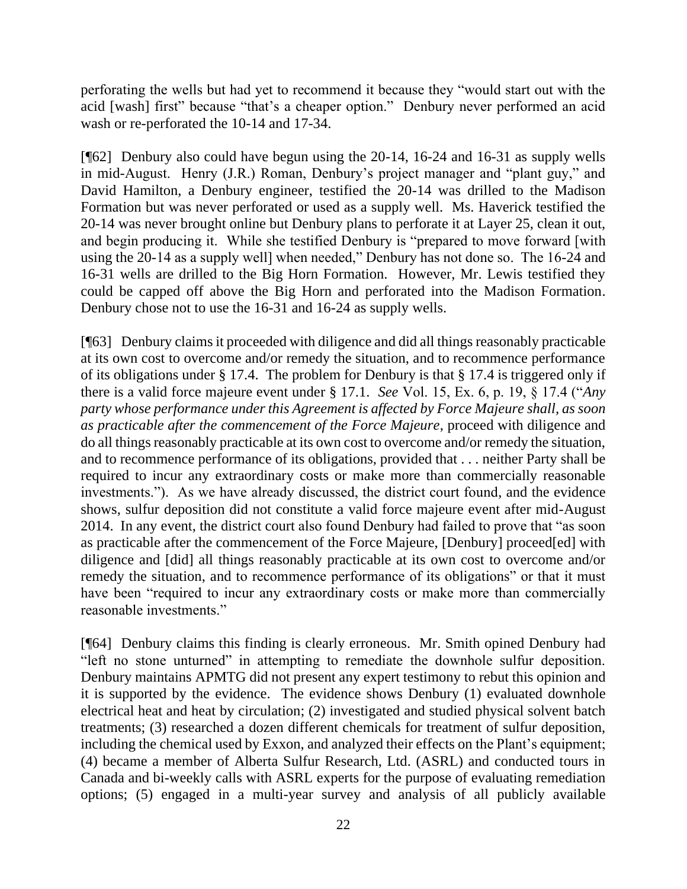perforating the wells but had yet to recommend it because they "would start out with the acid [wash] first" because "that's a cheaper option." Denbury never performed an acid wash or re-perforated the 10-14 and 17-34.

[¶62] Denbury also could have begun using the 20-14, 16-24 and 16-31 as supply wells in mid-August. Henry (J.R.) Roman, Denbury's project manager and "plant guy," and David Hamilton, a Denbury engineer, testified the 20-14 was drilled to the Madison Formation but was never perforated or used as a supply well. Ms. Haverick testified the 20-14 was never brought online but Denbury plans to perforate it at Layer 25, clean it out, and begin producing it. While she testified Denbury is "prepared to move forward [with using the 20-14 as a supply well] when needed," Denbury has not done so. The 16-24 and 16-31 wells are drilled to the Big Horn Formation. However, Mr. Lewis testified they could be capped off above the Big Horn and perforated into the Madison Formation. Denbury chose not to use the 16-31 and 16-24 as supply wells.

[¶63] Denbury claims it proceeded with diligence and did all things reasonably practicable at its own cost to overcome and/or remedy the situation, and to recommence performance of its obligations under § 17.4. The problem for Denbury is that § 17.4 is triggered only if there is a valid force majeure event under § 17.1. *See* Vol. 15, Ex. 6, p. 19, § 17.4 ("*Any party whose performance under this Agreement is affected by Force Majeure shall, as soon as practicable after the commencement of the Force Majeure*, proceed with diligence and do all things reasonably practicable at its own cost to overcome and/or remedy the situation, and to recommence performance of its obligations, provided that . . . neither Party shall be required to incur any extraordinary costs or make more than commercially reasonable investments."). As we have already discussed, the district court found, and the evidence shows, sulfur deposition did not constitute a valid force majeure event after mid-August 2014. In any event, the district court also found Denbury had failed to prove that "as soon as practicable after the commencement of the Force Majeure, [Denbury] proceed[ed] with diligence and [did] all things reasonably practicable at its own cost to overcome and/or remedy the situation, and to recommence performance of its obligations" or that it must have been "required to incur any extraordinary costs or make more than commercially reasonable investments."

[¶64] Denbury claims this finding is clearly erroneous. Mr. Smith opined Denbury had "left no stone unturned" in attempting to remediate the downhole sulfur deposition. Denbury maintains APMTG did not present any expert testimony to rebut this opinion and it is supported by the evidence. The evidence shows Denbury (1) evaluated downhole electrical heat and heat by circulation; (2) investigated and studied physical solvent batch treatments; (3) researched a dozen different chemicals for treatment of sulfur deposition, including the chemical used by Exxon, and analyzed their effects on the Plant's equipment; (4) became a member of Alberta Sulfur Research, Ltd. (ASRL) and conducted tours in Canada and bi-weekly calls with ASRL experts for the purpose of evaluating remediation options; (5) engaged in a multi-year survey and analysis of all publicly available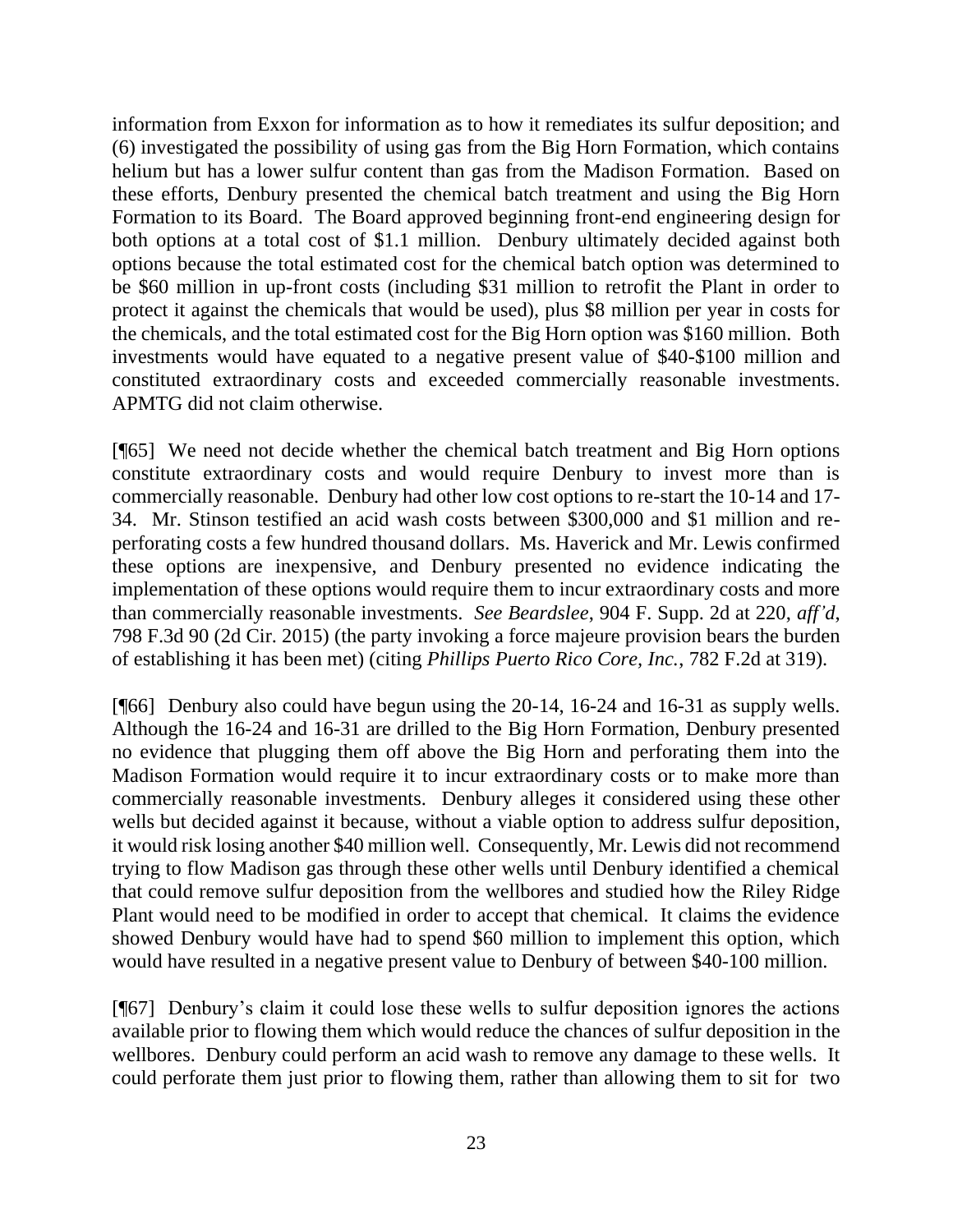information from Exxon for information as to how it remediates its sulfur deposition; and (6) investigated the possibility of using gas from the Big Horn Formation, which contains helium but has a lower sulfur content than gas from the Madison Formation. Based on these efforts, Denbury presented the chemical batch treatment and using the Big Horn Formation to its Board. The Board approved beginning front-end engineering design for both options at a total cost of $1.1 million. Denbury ultimately decided against both options because the total estimated cost for the chemical batch option was determined to be $60 million in up-front costs (including $31 million to retrofit the Plant in order to protect it against the chemicals that would be used), plus $8 million per year in costs for the chemicals, and the total estimated cost for the Big Horn option was $160 million. Both investments would have equated to a negative present value of $40-$100 million and constituted extraordinary costs and exceeded commercially reasonable investments. APMTG did not claim otherwise.

[¶65] We need not decide whether the chemical batch treatment and Big Horn options constitute extraordinary costs and would require Denbury to invest more than is commercially reasonable. Denbury had other low cost options to re-start the 10-14 and 17-34. Mr. Stinson testified an acid wash costs between $300,000 and $1 million and re-perforating costs a few hundred thousand dollars. Ms. Haverick and Mr. Lewis confirmed these options are inexpensive, and Denbury presented no evidence indicating the implementation of these options would require them to incur extraordinary costs and more than commercially reasonable investments. *See Beardslee*, 904 F. Supp. 2d at 220, *aff'd*, 798 F.3d 90 (2d Cir. 2015) (the party invoking a force majeure provision bears the burden of establishing it has been met) (citing *Phillips Puerto Rico Core, Inc.*, 782 F.2d at 319).

[¶66] Denbury also could have begun using the 20-14, 16-24 and 16-31 as supply wells. Although the 16-24 and 16-31 are drilled to the Big Horn Formation, Denbury presented no evidence that plugging them off above the Big Horn and perforating them into the Madison Formation would require it to incur extraordinary costs or to make more than commercially reasonable investments. Denbury alleges it considered using these other wells but decided against it because, without a viable option to address sulfur deposition, it would risk losing another $40 million well. Consequently, Mr. Lewis did not recommend trying to flow Madison gas through these other wells until Denbury identified a chemical that could remove sulfur deposition from the wellbores and studied how the Riley Ridge Plant would need to be modified in order to accept that chemical. It claims the evidence showed Denbury would have had to spend $60 million to implement this option, which would have resulted in a negative present value to Denbury of between $40-100 million.

[¶67] Denbury's claim it could lose these wells to sulfur deposition ignores the actions available prior to flowing them which would reduce the chances of sulfur deposition in the wellbores. Denbury could perform an acid wash to remove any damage to these wells. It could perforate them just prior to flowing them, rather than allowing them to sit for two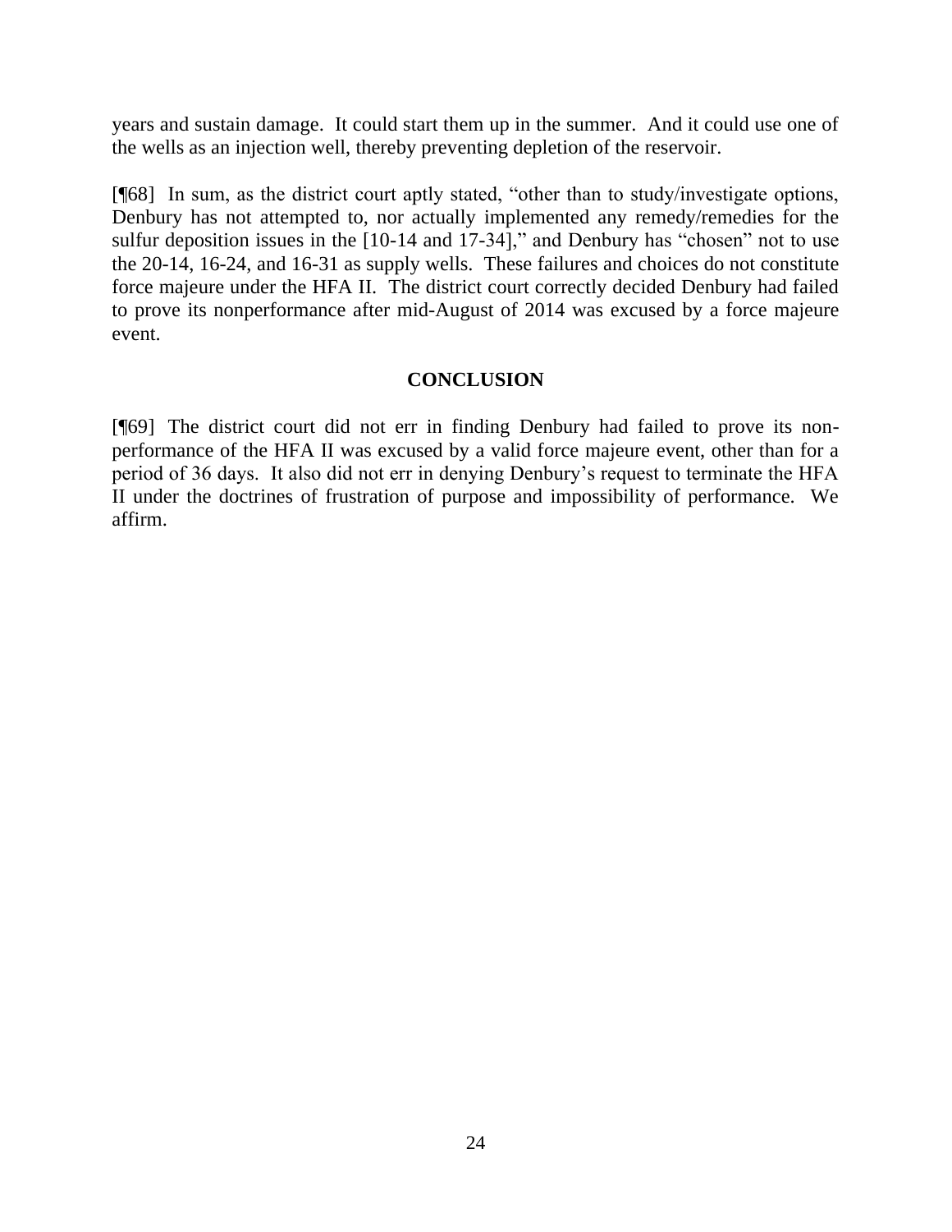years and sustain damage. It could start them up in the summer. And it could use one of the wells as an injection well, thereby preventing depletion of the reservoir.

[¶68] In sum, as the district court aptly stated, "other than to study/investigate options, Denbury has not attempted to, nor actually implemented any remedy/remedies for the sulfur deposition issues in the [10-14 and 17-34]," and Denbury has "chosen" not to use the 20-14, 16-24, and 16-31 as supply wells. These failures and choices do not constitute force majeure under the HFA II. The district court correctly decided Denbury had failed to prove its nonperformance after mid-August of 2014 was excused by a force majeure event.

## CONCLUSION

[¶69] The district court did not err in finding Denbury had failed to prove its non-performance of the HFA II was excused by a valid force majeure event, other than for a period of 36 days. It also did not err in denying Denbury's request to terminate the HFA II under the doctrines of frustration of purpose and impossibility of performance. We affirm.